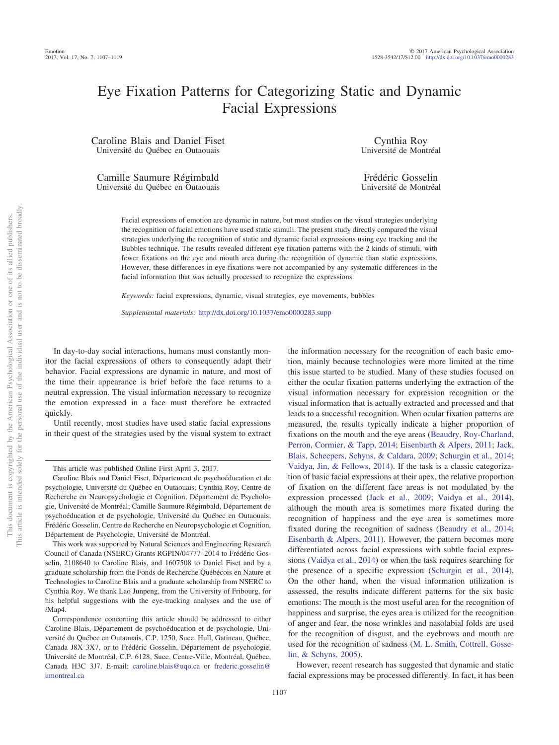# Eye Fixation Patterns for Categorizing Static and Dynamic Facial Expressions

Caroline Blais and Daniel Fiset
Université du Québec en Outaouais

Cynthia Roy
Université de Montréal

Camille Saumure Régimbald
Université du Québec en Outaouais

Frédéric Gosselin
Université de Montréal

Facial expressions of emotion are dynamic in nature, but most studies on the visual strategies underlying the recognition of facial emotions have used static stimuli. The present study directly compared the visual strategies underlying the recognition of static and dynamic facial expressions using eye tracking and the Bubbles technique. The results revealed different eye fixation patterns with the 2 kinds of stimuli, with fewer fixations on the eye and mouth area during the recognition of dynamic than static expressions. However, these differences in eye fixations were not accompanied by any systematic differences in the facial information that was actually processed to recognize the expressions.

*Keywords:* facial expressions, dynamic, visual strategies, eye movements, bubbles

*Supplemental materials:* http://dx.doi.org/10.1037/emo0000283.supp

In day-to-day social interactions, humans must constantly monitor the facial expressions of others to consequently adapt their behavior. Facial expressions are dynamic in nature, and most of the time their appearance is brief before the face returns to a neutral expression. The visual information necessary to recognize the emotion expressed in a face must therefore be extracted quickly.

Until recently, most studies have used static facial expressions in their quest of the strategies used by the visual system to extract the information necessary for the recognition of each basic emotion, mainly because technologies were more limited at the time this issue started to be studied. Many of these studies focused on either the ocular fixation patterns underlying the extraction of the visual information necessary for expression recognition or the visual information that is actually extracted and processed and that leads to a successful recognition. When ocular fixation patterns are measured, the results typically indicate a higher proportion of fixations on the mouth and the eye areas (Beaudry, Roy-Charland, Perron, Cormier, & Tapp, 2014; Eisenbarth & Alpers, 2011; Jack, Blais, Scheepers, Schyns, & Caldara, 2009; Schurgin et al., 2014; Vaidya, Jin, & Fellows, 2014). If the task is a classic categorization of basic facial expressions at their apex, the relative proportion of fixation on the different face areas is not modulated by the expression processed (Jack et al., 2009; Vaidya et al., 2014), although the mouth area is sometimes more fixated during the recognition of happiness and the eye area is sometimes more fixated during the recognition of sadness (Beaudry et al., 2014; Eisenbarth & Alpers, 2011). However, the pattern becomes more differentiated across facial expressions with subtle facial expressions (Vaidya et al., 2014) or when the task requires searching for the presence of a specific expression (Schurgin et al., 2014). On the other hand, when the visual information utilization is assessed, the results indicate different patterns for the six basic emotions: The mouth is the most useful area for the recognition of happiness and surprise, the eyes area is utilized for the recognition of anger and fear, the nose wrinkles and nasolabial folds are used for the recognition of disgust, and the eyebrows and mouth are used for the recognition of sadness (M. L. Smith, Cottrell, Gosselin, & Schyns, 2005).

However, recent research has suggested that dynamic and static facial expressions may be processed differently. In fact, it has been

---

This article was published Online First April 3, 2017.

Caroline Blais and Daniel Fiset, Département de psychoéducation et de psychologie, Université du Québec en Outaouais; Cynthia Roy, Centre de Recherche en Neuropsychologie et Cognition, Département de Psychologie, Université de Montréal; Camille Saumure Régimbald, Département de psychoéducation et de psychologie, Université du Québec en Outaouais; Frédéric Gosselin, Centre de Recherche en Neuropsychologie et Cognition, Département de Psychologie, Université de Montréal.

This work was supported by Natural Sciences and Engineering Research Council of Canada (NSERC) Grants RGPIN/04777–2014 to Frédéric Gosselin, 2108640 to Caroline Blais, and 1607508 to Daniel Fiset and by a graduate scholarship from the Fonds de Recherche Québécois en Nature et Technologies to Caroline Blais and a graduate scholarship from NSERC to Cynthia Roy. We thank Lao Junpeng, from the University of Fribourg, for his helpful suggestions with the eye-tracking analyses and the use of *i*Map4.

Correspondence concerning this article should be addressed to either Caroline Blais, Département de psychoéducation et de psychologie, Université du Québec en Outaouais, C.P. 1250, Succ. Hull, Gatineau, Québec, Canada J8X 3X7, or to Frédéric Gosselin, Département de psychologie, Université de Montréal, C.P. 6128, Succ. Centre-Ville, Montréal, Québec, Canada H3C 3J7. E-mail: caroline.blais@uqo.ca or frederic.gosselin@umontreal.ca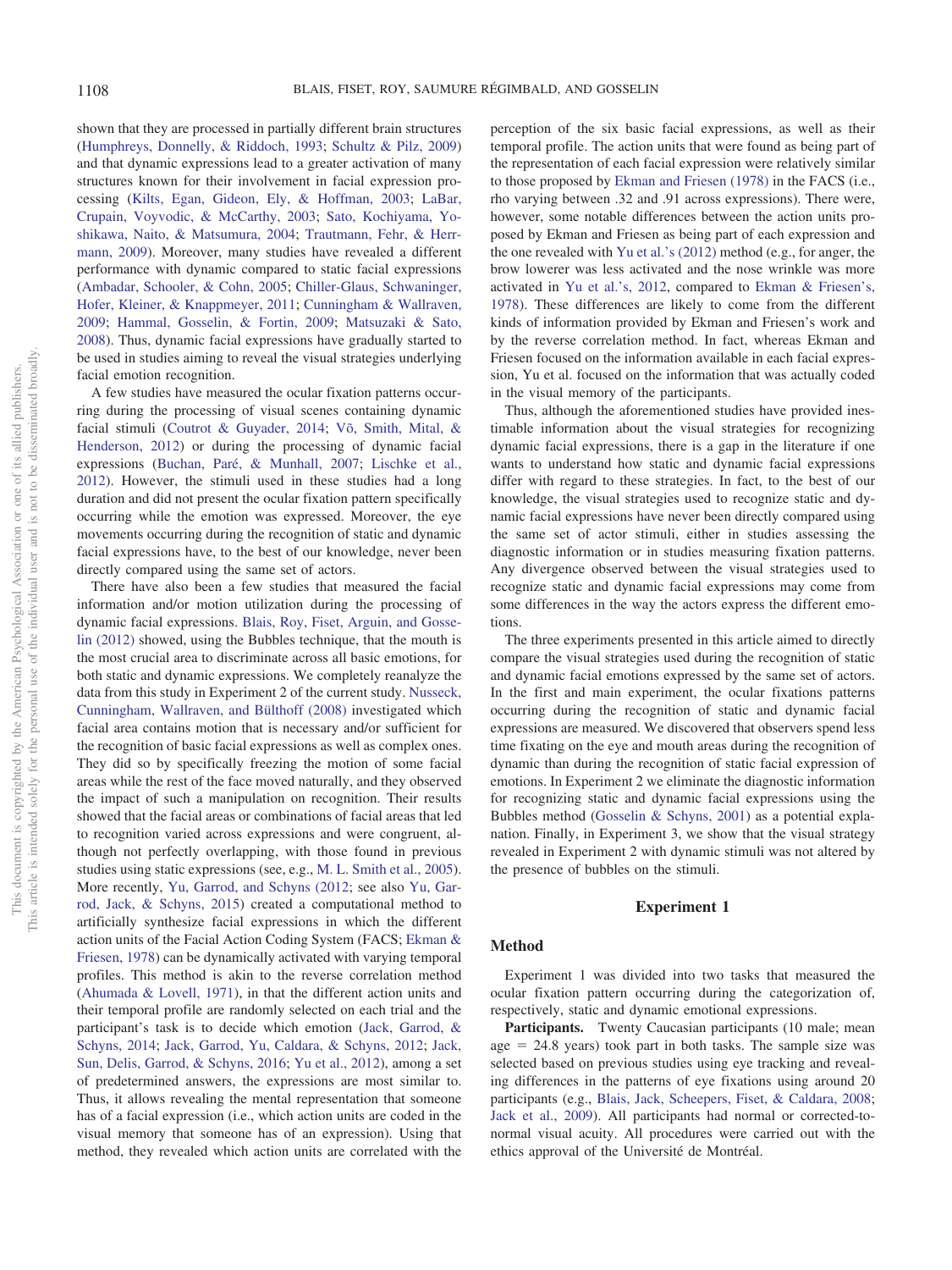shown that they are processed in partially different brain structures (Humphreys, Donnelly, & Riddoch, 1993; Schultz & Pilz, 2009) and that dynamic expressions lead to a greater activation of many structures known for their involvement in facial expression processing (Kilts, Egan, Gideon, Ely, & Hoffman, 2003; LaBar, Crupain, Voyvodic, & McCarthy, 2003; Sato, Kochiyama, Yoshikawa, Naito, & Matsumura, 2004; Trautmann, Fehr, & Herrmann, 2009). Moreover, many studies have revealed a different performance with dynamic compared to static facial expressions (Ambadar, Schooler, & Cohn, 2005; Chiller-Glaus, Schwaninger, Hofer, Kleiner, & Knappmeyer, 2011; Cunningham & Wallraven, 2009; Hammal, Gosselin, & Fortin, 2009; Matsuzaki & Sato, 2008). Thus, dynamic facial expressions have gradually started to be used in studies aiming to reveal the visual strategies underlying facial emotion recognition.

A few studies have measured the ocular fixation patterns occurring during the processing of visual scenes containing dynamic facial stimuli (Coutrot & Guyader, 2014; Võ, Smith, Mital, & Henderson, 2012) or during the processing of dynamic facial expressions (Buchan, Paré, & Munhall, 2007; Lischke et al., 2012). However, the stimuli used in these studies had a long duration and did not present the ocular fixation pattern specifically occurring while the emotion was expressed. Moreover, the eye movements occurring during the recognition of static and dynamic facial expressions have, to the best of our knowledge, never been directly compared using the same set of actors.

There have also been a few studies that measured the facial information and/or motion utilization during the processing of dynamic facial expressions. Blais, Roy, Fiset, Arguin, and Gosselin (2012) showed, using the Bubbles technique, that the mouth is the most crucial area to discriminate across all basic emotions, for both static and dynamic expressions. We completely reanalyze the data from this study in Experiment 2 of the current study. Nusseck, Cunningham, Wallraven, and Bülthoff (2008) investigated which facial area contains motion that is necessary and/or sufficient for the recognition of basic facial expressions as well as complex ones. They did so by specifically freezing the motion of some facial areas while the rest of the face moved naturally, and they observed the impact of such a manipulation on recognition. Their results showed that the facial areas or combinations of facial areas that led to recognition varied across expressions and were congruent, although not perfectly overlapping, with those found in previous studies using static expressions (see, e.g., M. L. Smith et al., 2005). More recently, Yu, Garrod, and Schyns (2012; see also Yu, Garrod, Jack, & Schyns, 2015) created a computational method to artificially synthesize facial expressions in which the different action units of the Facial Action Coding System (FACS; Ekman & Friesen, 1978) can be dynamically activated with varying temporal profiles. This method is akin to the reverse correlation method (Ahumada & Lovell, 1971), in that the different action units and their temporal profile are randomly selected on each trial and the participant's task is to decide which emotion (Jack, Garrod, & Schyns, 2014; Jack, Garrod, Yu, Caldara, & Schyns, 2012; Jack, Sun, Delis, Garrod, & Schyns, 2016; Yu et al., 2012), among a set of predetermined answers, the expressions are most similar to. Thus, it allows revealing the mental representation that someone has of a facial expression (i.e., which action units are coded in the visual memory that someone has of an expression). Using that method, they revealed which action units are correlated with the perception of the six basic facial expressions, as well as their temporal profile. The action units that were found as being part of the representation of each facial expression were relatively similar to those proposed by Ekman and Friesen (1978) in the FACS (i.e., rho varying between .32 and .91 across expressions). There were, however, some notable differences between the action units proposed by Ekman and Friesen as being part of each expression and the one revealed with Yu et al.'s (2012) method (e.g., for anger, the brow lowerer was less activated and the nose wrinkle was more activated in Yu et al.'s, 2012, compared to Ekman & Friesen's, 1978). These differences are likely to come from the different kinds of information provided by Ekman and Friesen's work and by the reverse correlation method. In fact, whereas Ekman and Friesen focused on the information available in each facial expression, Yu et al. focused on the information that was actually coded in the visual memory of the participants.

Thus, although the aforementioned studies have provided inestimable information about the visual strategies for recognizing dynamic facial expressions, there is a gap in the literature if one wants to understand how static and dynamic facial expressions differ with regard to these strategies. In fact, to the best of our knowledge, the visual strategies used to recognize static and dynamic facial expressions have never been directly compared using the same set of actor stimuli, either in studies assessing the diagnostic information or in studies measuring fixation patterns. Any divergence observed between the visual strategies used to recognize static and dynamic facial expressions may come from some differences in the way the actors express the different emotions.

The three experiments presented in this article aimed to directly compare the visual strategies used during the recognition of static and dynamic facial emotions expressed by the same set of actors. In the first and main experiment, the ocular fixations patterns occurring during the recognition of static and dynamic facial expressions are measured. We discovered that observers spend less time fixating on the eye and mouth areas during the recognition of dynamic than during the recognition of static facial expression of emotions. In Experiment 2 we eliminate the diagnostic information for recognizing static and dynamic facial expressions using the Bubbles method (Gosselin & Schyns, 2001) as a potential explanation. Finally, in Experiment 3, we show that the visual strategy revealed in Experiment 2 with dynamic stimuli was not altered by the presence of bubbles on the stimuli.

## Experiment 1

### Method

Experiment 1 was divided into two tasks that measured the ocular fixation pattern occurring during the categorization of, respectively, static and dynamic emotional expressions.

**Participants.** Twenty Caucasian participants (10 male; mean age = 24.8 years) took part in both tasks. The sample size was selected based on previous studies using eye tracking and revealing differences in the patterns of eye fixations using around 20 participants (e.g., Blais, Jack, Scheepers, Fiset, & Caldara, 2008; Jack et al., 2009). All participants had normal or corrected-to-normal visual acuity. All procedures were carried out with the ethics approval of the Université de Montréal.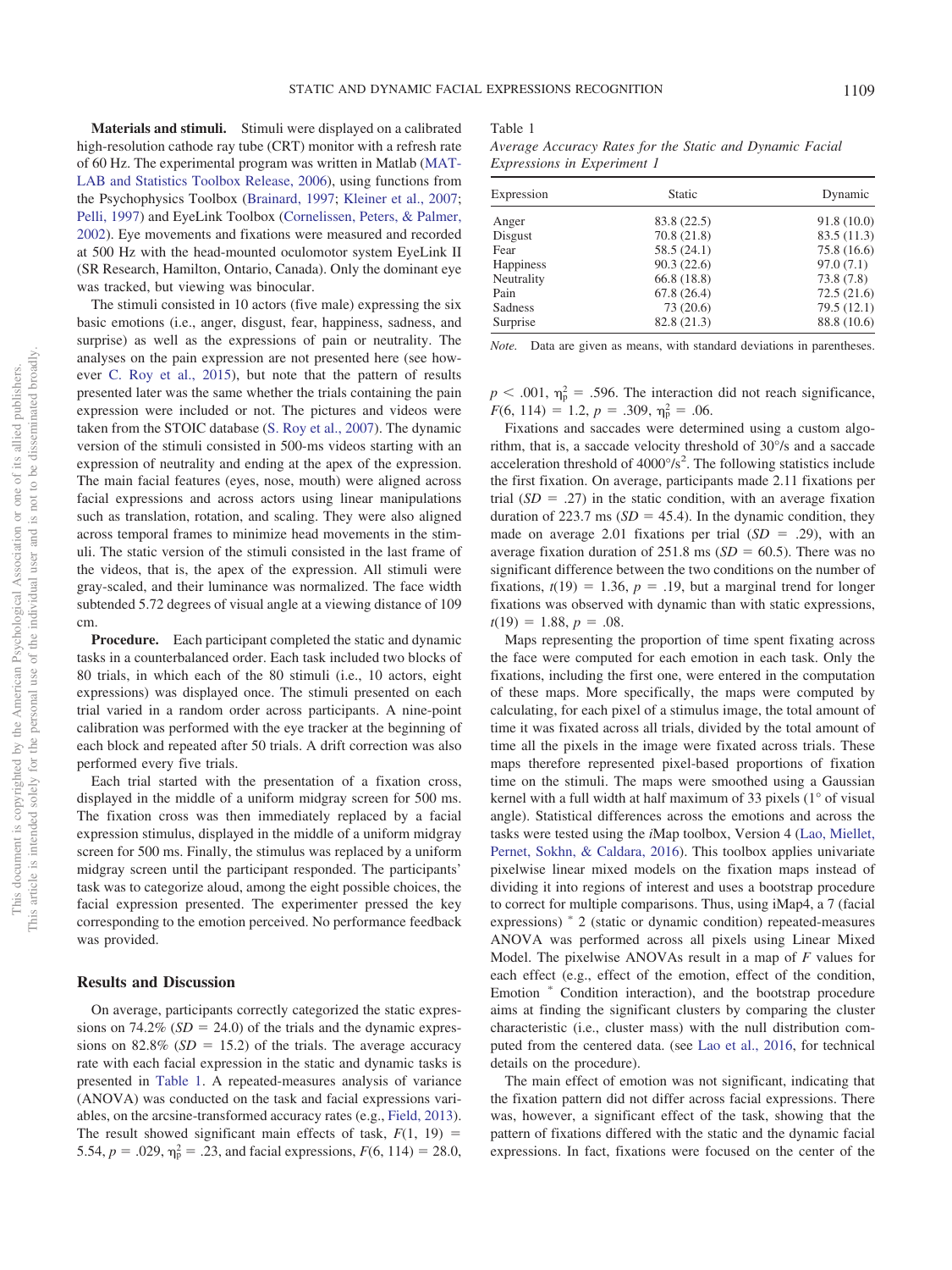**Materials and stimuli.** Stimuli were displayed on a calibrated high-resolution cathode ray tube (CRT) monitor with a refresh rate of 60 Hz. The experimental program was written in Matlab (MATLAB and Statistics Toolbox Release, 2006), using functions from the Psychophysics Toolbox (Brainard, 1997; Kleiner et al., 2007; Pelli, 1997) and EyeLink Toolbox (Cornelissen, Peters, & Palmer, 2002). Eye movements and fixations were measured and recorded at 500 Hz with the head-mounted oculomotor system EyeLink II (SR Research, Hamilton, Ontario, Canada). Only the dominant eye was tracked, but viewing was binocular.

The stimuli consisted in 10 actors (five male) expressing the six basic emotions (i.e., anger, disgust, fear, happiness, sadness, and surprise) as well as the expressions of pain or neutrality. The analyses on the pain expression are not presented here (see however C. Roy et al., 2015), but note that the pattern of results presented later was the same whether the trials containing the pain expression were included or not. The pictures and videos were taken from the STOIC database (S. Roy et al., 2007). The dynamic version of the stimuli consisted in 500-ms videos starting with an expression of neutrality and ending at the apex of the expression. The main facial features (eyes, nose, mouth) were aligned across facial expressions and across actors using linear manipulations such as translation, rotation, and scaling. They were also aligned across temporal frames to minimize head movements in the stimuli. The static version of the stimuli consisted in the last frame of the videos, that is, the apex of the expression. All stimuli were gray-scaled, and their luminance was normalized. The face width subtended 5.72 degrees of visual angle at a viewing distance of 109 cm.

**Procedure.** Each participant completed the static and dynamic tasks in a counterbalanced order. Each task included two blocks of 80 trials, in which each of the 80 stimuli (i.e., 10 actors, eight expressions) was displayed once. The stimuli presented on each trial varied in a random order across participants. A nine-point calibration was performed with the eye tracker at the beginning of each block and repeated after 50 trials. A drift correction was also performed every five trials.

Each trial started with the presentation of a fixation cross, displayed in the middle of a uniform midgray screen for 500 ms. The fixation cross was then immediately replaced by a facial expression stimulus, displayed in the middle of a uniform midgray screen for 500 ms. Finally, the stimulus was replaced by a uniform midgray screen until the participant responded. The participants' task was to categorize aloud, among the eight possible choices, the facial expression presented. The experimenter pressed the key corresponding to the emotion perceived. No performance feedback was provided.

## Results and Discussion

On average, participants correctly categorized the static expressions on 74.2% ($SD$ = 24.0) of the trials and the dynamic expressions on 82.8% ($SD$ = 15.2) of the trials. The average accuracy rate with each facial expression in the static and dynamic tasks is presented in Table 1. A repeated-measures analysis of variance (ANOVA) was conducted on the task and facial expressions variables, on the arcsine-transformed accuracy rates (e.g., Field, 2013). The result showed significant main effects of task, $F(1, 19) = 5.54$, $p = .029$, $\eta_p^2 = .23$, and facial expressions, $F(6, 114) = 28.0$, $p < .001$, $\eta_p^2 = .596$. The interaction did not reach significance, $F(6, 114) = 1.2$, $p = .309$, $\eta_p^2 = .06$.

Table 1
*Average Accuracy Rates for the Static and Dynamic Facial Expressions in Experiment 1*

| Expression | Static | Dynamic |
|---|---|---|
| Anger | 83.8 (22.5) | 91.8 (10.0) |
| Disgust | 70.8 (21.8) | 83.5 (11.3) |
| Fear | 58.5 (24.1) | 75.8 (16.6) |
| Happiness | 90.3 (22.6) | 97.0 (7.1) |
| Neutrality | 66.8 (18.8) | 73.8 (7.8) |
| Pain | 67.8 (26.4) | 72.5 (21.6) |
| Sadness | 73 (20.6) | 79.5 (12.1) |
| Surprise | 82.8 (21.3) | 88.8 (10.6) |

*Note.* Data are given as means, with standard deviations in parentheses.

Fixations and saccades were determined using a custom algorithm, that is, a saccade velocity threshold of 30°/s and a saccade acceleration threshold of 4000°/s$^2$. The following statistics include the first fixation. On average, participants made 2.11 fixations per trial ($SD$ = .27) in the static condition, with an average fixation duration of 223.7 ms ($SD$ = 45.4). In the dynamic condition, they made on average 2.01 fixations per trial ($SD$ = .29), with an average fixation duration of 251.8 ms ($SD$ = 60.5). There was no significant difference between the two conditions on the number of fixations, $t(19) = 1.36$, $p = .19$, but a marginal trend for longer fixations was observed with dynamic than with static expressions, $t(19) = 1.88$, $p = .08$.

Maps representing the proportion of time spent fixating across the face were computed for each emotion in each task. Only the fixations, including the first one, were entered in the computation of these maps. More specifically, the maps were computed by calculating, for each pixel of a stimulus image, the total amount of time it was fixated across all trials, divided by the total amount of time all the pixels in the image were fixated across trials. These maps therefore represented pixel-based proportions of fixation time on the stimuli. The maps were smoothed using a Gaussian kernel with a full width at half maximum of 33 pixels (1° of visual angle). Statistical differences across the emotions and across the tasks were tested using the *i*Map toolbox, Version 4 (Lao, Miellet, Pernet, Sokhn, & Caldara, 2016). This toolbox applies univariate pixelwise linear mixed models on the fixation maps instead of dividing it into regions of interest and uses a bootstrap procedure to correct for multiple comparisons. Thus, using iMap4, a 7 (facial expressions) * 2 (static or dynamic condition) repeated-measures ANOVA was performed across all pixels using Linear Mixed Model. The pixelwise ANOVAs result in a map of $F$ values for each effect (e.g., effect of the emotion, effect of the condition, Emotion * Condition interaction), and the bootstrap procedure aims at finding the significant clusters by comparing the cluster characteristic (i.e., cluster mass) with the null distribution computed from the centered data. (see Lao et al., 2016, for technical details on the procedure).

The main effect of emotion was not significant, indicating that the fixation pattern did not differ across facial expressions. There was, however, a significant effect of the task, showing that the pattern of fixations differed with the static and the dynamic facial expressions. In fact, fixations were focused on the center of the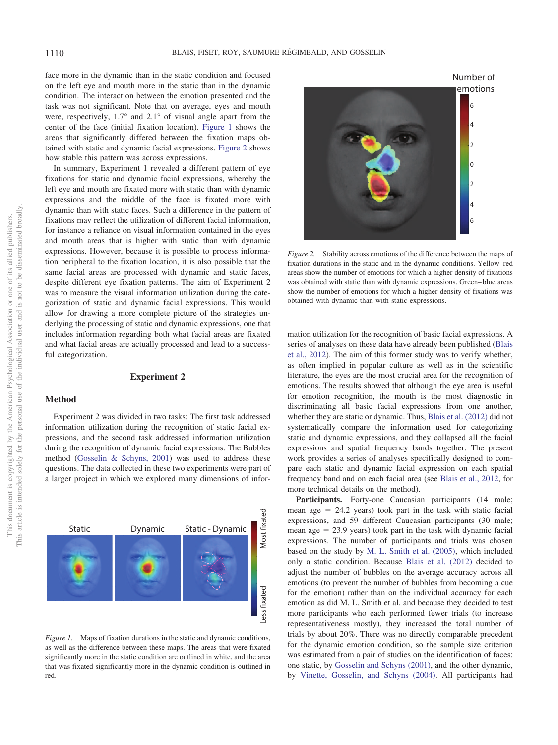face more in the dynamic than in the static condition and focused on the left eye and mouth more in the static than in the dynamic condition. The interaction between the emotion presented and the task was not significant. Note that on average, eyes and mouth were, respectively, 1.7° and 2.1° of visual angle apart from the center of the face (initial fixation location). Figure 1 shows the areas that significantly differed between the fixation maps obtained with static and dynamic facial expressions. Figure 2 shows how stable this pattern was across expressions.

In summary, Experiment 1 revealed a different pattern of eye fixations for static and dynamic facial expressions, whereby the left eye and mouth are fixated more with static than with dynamic expressions and the middle of the face is fixated more with dynamic than with static faces. Such a difference in the pattern of fixations may reflect the utilization of different facial information, for instance a reliance on visual information contained in the eyes and mouth areas that is higher with static than with dynamic expressions. However, because it is possible to process information peripheral to the fixation location, it is also possible that the same facial areas are processed with dynamic and static faces, despite different eye fixation patterns. The aim of Experiment 2 was to measure the visual information utilization during the categorization of static and dynamic facial expressions. This would allow for drawing a more complete picture of the strategies underlying the processing of static and dynamic expressions, one that includes information regarding both what facial areas are fixated and what facial areas are actually processed and lead to a successful categorization.

## Experiment 2

### Method

Experiment 2 was divided in two tasks: The first task addressed information utilization during the recognition of static facial expressions, and the second task addressed information utilization during the recognition of dynamic facial expressions. The Bubbles method (Gosselin & Schyns, 2001) was used to address these questions. The data collected in these two experiments were part of a larger project in which we explored many dimensions of information utilization for the recognition of basic facial expressions. A series of analyses on these data have already been published (Blais et al., 2012). The aim of this former study was to verify whether, as often implied in popular culture as well as in the scientific literature, the eyes are the most crucial area for the recognition of emotions. The results showed that although the eye area is useful for emotion recognition, the mouth is the most diagnostic in discriminating all basic facial expressions from one another, whether they are static or dynamic. Thus, Blais et al. (2012) did not systematically compare the information used for categorizing static and dynamic expressions, and they collapsed all the facial expressions and spatial frequency bands together. The present work provides a series of analyses specifically designed to compare each static and dynamic facial expression on each spatial frequency band and on each facial area (see Blais et al., 2012, for more technical details on the method).

*Figure 1.* Maps of fixation durations in the static and dynamic conditions, as well as the difference between these maps. The areas that were fixated significantly more in the static condition are outlined in white, and the area that was fixated significantly more in the dynamic condition is outlined in red.

*Figure 2.* Stability across emotions of the difference between the maps of fixation durations in the static and the dynamic conditions. Yellow–red areas show the number of emotions for which a higher density of fixations was obtained with static than with dynamic expressions. Green–blue areas show the number of emotions for which a higher density of fixations was obtained with dynamic than with static expressions.

**Participants.** Forty-one Caucasian participants (14 male; mean age = 24.2 years) took part in the task with static facial expressions, and 59 different Caucasian participants (30 male; mean age = 23.9 years) took part in the task with dynamic facial expressions. The number of participants and trials was chosen based on the study by M. L. Smith et al. (2005), which included only a static condition. Because Blais et al. (2012) decided to adjust the number of bubbles on the average accuracy across all emotions (to prevent the number of bubbles from becoming a cue for the emotion) rather than on the individual accuracy for each emotion as did M. L. Smith et al. and because they decided to test more participants who each performed fewer trials (to increase representativeness mostly), they increased the total number of trials by about 20%. There was no directly comparable precedent for the dynamic emotion condition, so the sample size criterion was estimated from a pair of studies on the identification of faces: one static, by Gosselin and Schyns (2001), and the other dynamic, by Vinette, Gosselin, and Schyns (2004). All participants had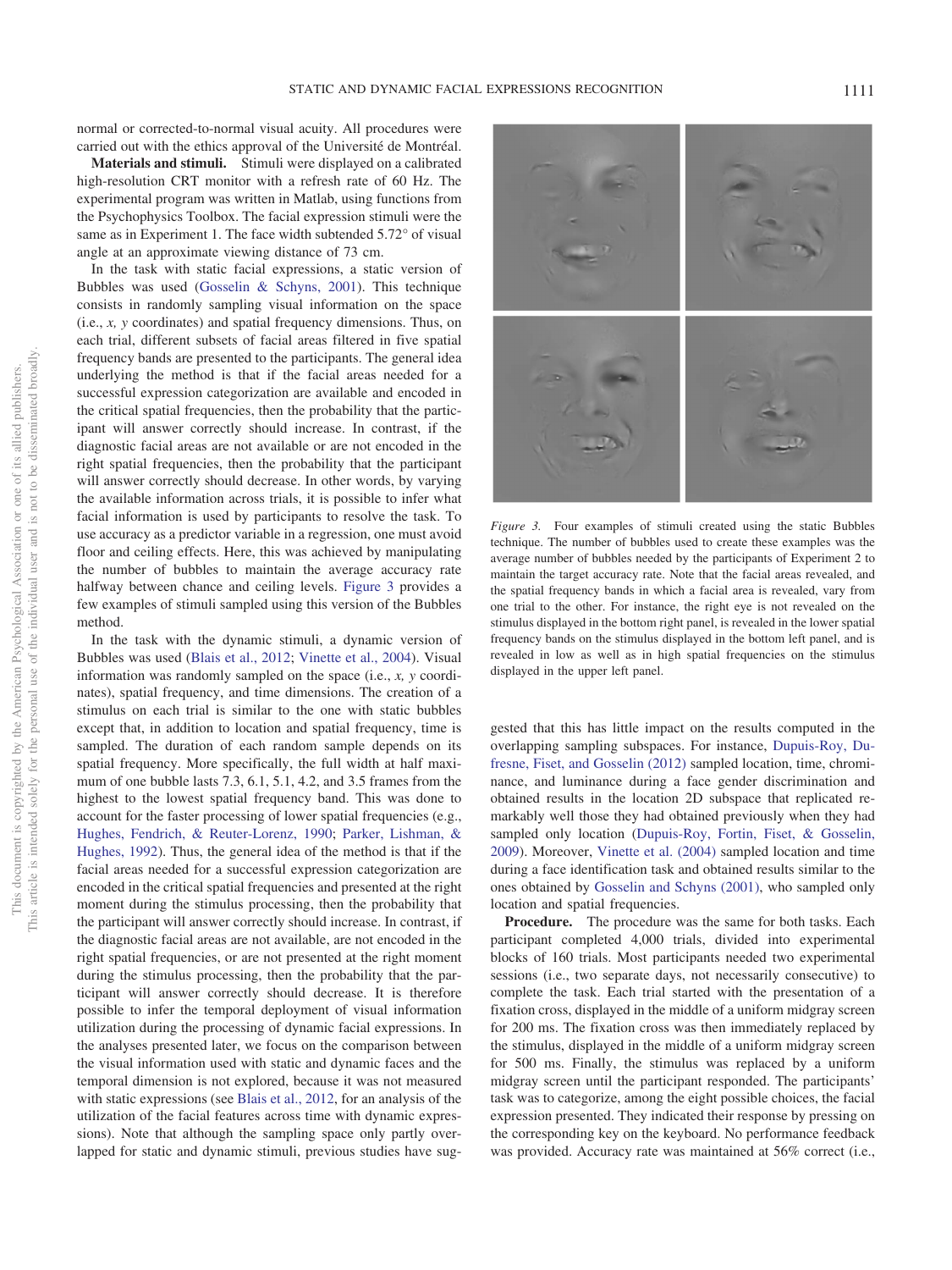normal or corrected-to-normal visual acuity. All procedures were carried out with the ethics approval of the Université de Montréal.

**Materials and stimuli.** Stimuli were displayed on a calibrated high-resolution CRT monitor with a refresh rate of 60 Hz. The experimental program was written in Matlab, using functions from the Psychophysics Toolbox. The facial expression stimuli were the same as in Experiment 1. The face width subtended 5.72° of visual angle at an approximate viewing distance of 73 cm.

In the task with static facial expressions, a static version of Bubbles was used (Gosselin & Schyns, 2001). This technique consists in randomly sampling visual information on the space (i.e., *x, y* coordinates) and spatial frequency dimensions. Thus, on each trial, different subsets of facial areas filtered in five spatial frequency bands are presented to the participants. The general idea underlying the method is that if the facial areas needed for a successful expression categorization are available and encoded in the critical spatial frequencies, then the probability that the participant will answer correctly should increase. In contrast, if the diagnostic facial areas are not available or are not encoded in the right spatial frequencies, then the probability that the participant will answer correctly should decrease. In other words, by varying the available information across trials, it is possible to infer what facial information is used by participants to resolve the task. To use accuracy as a predictor variable in a regression, one must avoid floor and ceiling effects. Here, this was achieved by manipulating the number of bubbles to maintain the average accuracy rate halfway between chance and ceiling levels. Figure 3 provides a few examples of stimuli sampled using this version of the Bubbles method.

*Figure 3.* Four examples of stimuli created using the static Bubbles technique. The number of bubbles used to create these examples was the average number of bubbles needed by the participants of Experiment 2 to maintain the target accuracy rate. Note that the facial areas revealed, and the spatial frequency bands in which a facial area is revealed, vary from one trial to the other. For instance, the right eye is not revealed on the stimulus displayed in the bottom right panel, is revealed in the lower spatial frequency bands on the stimulus displayed in the bottom left panel, and is revealed in low as well as in high spatial frequencies on the stimulus displayed in the upper left panel.

In the task with the dynamic stimuli, a dynamic version of Bubbles was used (Blais et al., 2012; Vinette et al., 2004). Visual information was randomly sampled on the space (i.e., *x, y* coordinates), spatial frequency, and time dimensions. The creation of a stimulus on each trial is similar to the one with static bubbles except that, in addition to location and spatial frequency, time is sampled. The duration of each random sample depends on its spatial frequency. More specifically, the full width at half maximum of one bubble lasts 7.3, 6.1, 5.1, 4.2, and 3.5 frames from the highest to the lowest spatial frequency band. This was done to account for the faster processing of lower spatial frequencies (e.g., Hughes, Fendrich, & Reuter-Lorenz, 1990; Parker, Lishman, & Hughes, 1992). Thus, the general idea of the method is that if the facial areas needed for a successful expression categorization are encoded in the critical spatial frequencies and presented at the right moment during the stimulus processing, then the probability that the participant will answer correctly should increase. In contrast, if the diagnostic facial areas are not available, are not encoded in the right spatial frequencies, or are not presented at the right moment during the stimulus processing, then the probability that the participant will answer correctly should decrease. It is therefore possible to infer the temporal deployment of visual information utilization during the processing of dynamic facial expressions. In the analyses presented later, we focus on the comparison between the visual information used with static and dynamic faces and the temporal dimension is not explored, because it was not measured with static expressions (see Blais et al., 2012, for an analysis of the utilization of the facial features across time with dynamic expressions). Note that although the sampling space only partly overlapped for static and dynamic stimuli, previous studies have suggested that this has little impact on the results computed in the overlapping sampling subspaces. For instance, Dupuis-Roy, Dufresne, Fiset, and Gosselin (2012) sampled location, time, chrominance, and luminance during a face gender discrimination and obtained results in the location 2D subspace that replicated remarkably well those they had obtained previously when they had sampled only location (Dupuis-Roy, Fortin, Fiset, & Gosselin, 2009). Moreover, Vinette et al. (2004) sampled location and time during a face identification task and obtained results similar to the ones obtained by Gosselin and Schyns (2001), who sampled only location and spatial frequencies.

**Procedure.** The procedure was the same for both tasks. Each participant completed 4,000 trials, divided into experimental blocks of 160 trials. Most participants needed two experimental sessions (i.e., two separate days, not necessarily consecutive) to complete the task. Each trial started with the presentation of a fixation cross, displayed in the middle of a uniform midgray screen for 200 ms. The fixation cross was then immediately replaced by the stimulus, displayed in the middle of a uniform midgray screen for 500 ms. Finally, the stimulus was replaced by a uniform midgray screen until the participant responded. The participants' task was to categorize, among the eight possible choices, the facial expression presented. They indicated their response by pressing on the corresponding key on the keyboard. No performance feedback was provided. Accuracy rate was maintained at 56% correct (i.e.,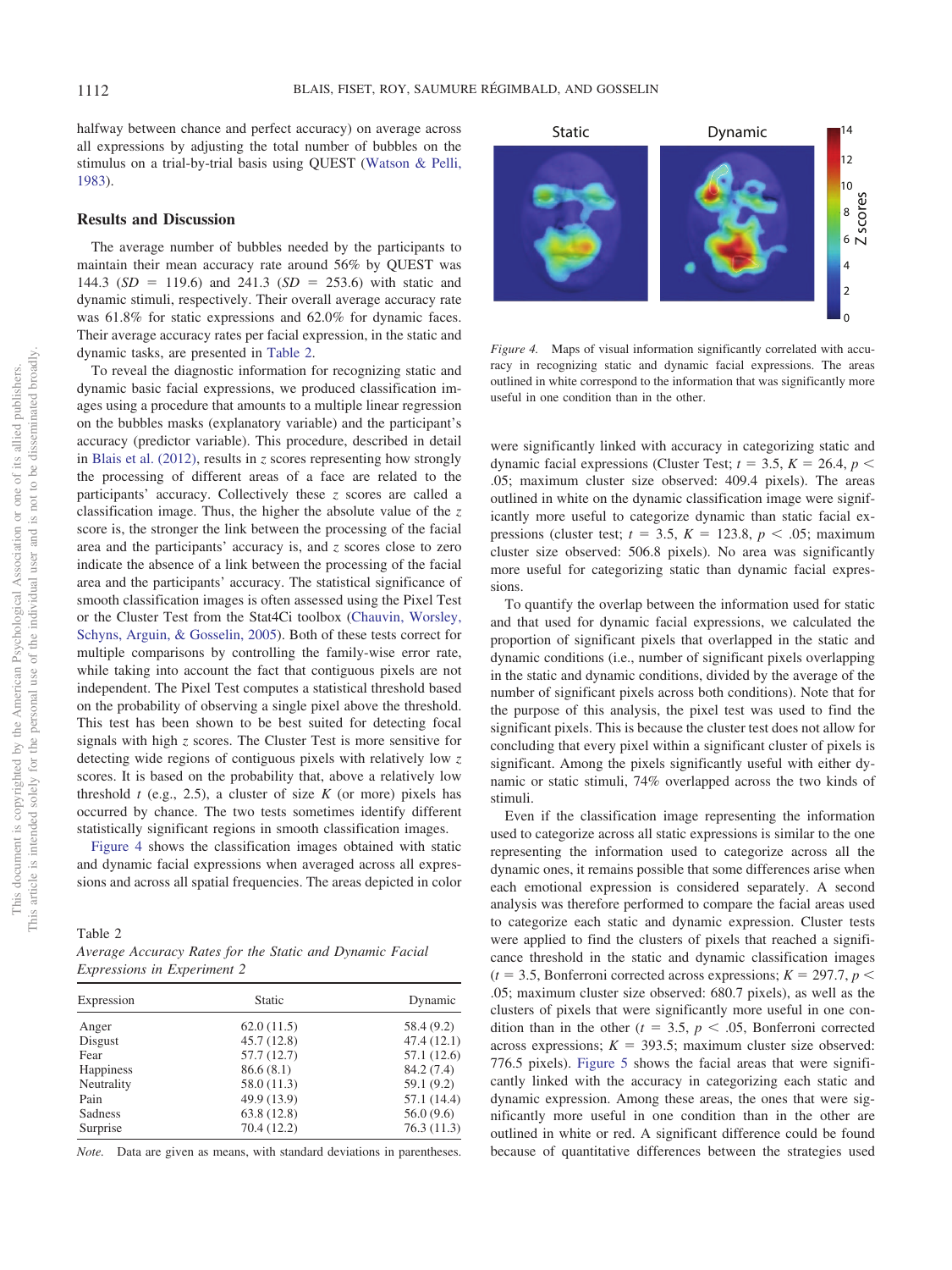halfway between chance and perfect accuracy) on average across all expressions by adjusting the total number of bubbles on the stimulus on a trial-by-trial basis using QUEST (Watson & Pelli, 1983).

### Results and Discussion

The average number of bubbles needed by the participants to maintain their mean accuracy rate around 56% by QUEST was 144.3 ($SD$ = 119.6) and 241.3 ($SD$ = 253.6) with static and dynamic stimuli, respectively. Their overall average accuracy rate was 61.8% for static expressions and 62.0% for dynamic faces. Their average accuracy rates per facial expression, in the static and dynamic tasks, are presented in Table 2.

To reveal the diagnostic information for recognizing static and dynamic basic facial expressions, we produced classification images using a procedure that amounts to a multiple linear regression on the bubbles masks (explanatory variable) and the participant's accuracy (predictor variable). This procedure, described in detail in Blais et al. (2012), results in $z$ scores representing how strongly the processing of different areas of a face are related to the participants' accuracy. Collectively these $z$ scores are called a classification image. Thus, the higher the absolute value of the $z$ score is, the stronger the link between the processing of the facial area and the participants' accuracy is, and $z$ scores close to zero indicate the absence of a link between the processing of the facial area and the participants' accuracy. The statistical significance of smooth classification images is often assessed using the Pixel Test or the Cluster Test from the Stat4Ci toolbox (Chauvin, Worsley, Schyns, Arguin, & Gosselin, 2005). Both of these tests correct for multiple comparisons by controlling the family-wise error rate, while taking into account the fact that contiguous pixels are not independent. The Pixel Test computes a statistical threshold based on the probability of observing a single pixel above the threshold. This test has been shown to be best suited for detecting focal signals with high $z$ scores. The Cluster Test is more sensitive for detecting wide regions of contiguous pixels with relatively low $z$ scores. It is based on the probability that, above a relatively low threshold $t$ (e.g., 2.5), a cluster of size $K$ (or more) pixels has occurred by chance. The two tests sometimes identify different statistically significant regions in smooth classification images.

Figure 4 shows the classification images obtained with static and dynamic facial expressions when averaged across all expressions and across all spatial frequencies. The areas depicted in color were significantly linked with accuracy in categorizing static and dynamic facial expressions (Cluster Test; $t = 3.5$, $K = 26.4$, $p < .05$; maximum cluster size observed: 409.4 pixels). The areas outlined in white on the dynamic classification image were significantly more useful to categorize dynamic than static facial expressions (cluster test; $t = 3.5$, $K = 123.8$, $p < .05$; maximum cluster size observed: 506.8 pixels). No area was significantly more useful for categorizing static than dynamic facial expressions.

*Figure 4.* Maps of visual information significantly correlated with accuracy in recognizing static and dynamic facial expressions. The areas outlined in white correspond to the information that was significantly more useful in one condition than in the other.

To quantify the overlap between the information used for static and that used for dynamic facial expressions, we calculated the proportion of significant pixels that overlapped in the static and dynamic conditions (i.e., number of significant pixels overlapping in the static and dynamic conditions, divided by the average of the number of significant pixels across both conditions). Note that for the purpose of this analysis, the pixel test was used to find the significant pixels. This is because the cluster test does not allow for concluding that every pixel within a significant cluster of pixels is significant. Among the pixels significantly useful with either dynamic or static stimuli, 74% overlapped across the two kinds of stimuli.

Even if the classification image representing the information used to categorize across all static expressions is similar to the one representing the information used to categorize across all the dynamic ones, it remains possible that some differences arise when each emotional expression is considered separately. A second analysis was therefore performed to compare the facial areas used to categorize each static and dynamic expression. Cluster tests were applied to find the clusters of pixels that reached a significance threshold in the static and dynamic classification images ($t = 3.5$, Bonferroni corrected across expressions; $K = 297.7$, $p < .05$; maximum cluster size observed: 680.7 pixels), as well as the clusters of pixels that were significantly more useful in one condition than in the other ($t = 3.5$, $p < .05$, Bonferroni corrected across expressions; $K = 393.5$; maximum cluster size observed: 776.5 pixels). Figure 5 shows the facial areas that were significantly linked with the accuracy in categorizing each static and dynamic expression. Among these areas, the ones that were significantly more useful in one condition than in the other are outlined in white or red. A significant difference could be found because of quantitative differences between the strategies used

Table 2
*Average Accuracy Rates for the Static and Dynamic Facial Expressions in Experiment 2*

| Expression | Static | Dynamic |
|---|---|---|
| Anger | 62.0 (11.5) | 58.4 (9.2) |
| Disgust | 45.7 (12.8) | 47.4 (12.1) |
| Fear | 57.7 (12.7) | 57.1 (12.6) |
| Happiness | 86.6 (8.1) | 84.2 (7.4) |
| Neutrality | 58.0 (11.3) | 59.1 (9.2) |
| Pain | 49.9 (13.9) | 57.1 (14.4) |
| Sadness | 63.8 (12.8) | 56.0 (9.6) |
| Surprise | 70.4 (12.2) | 76.3 (11.3) |

*Note.* Data are given as means, with standard deviations in parentheses.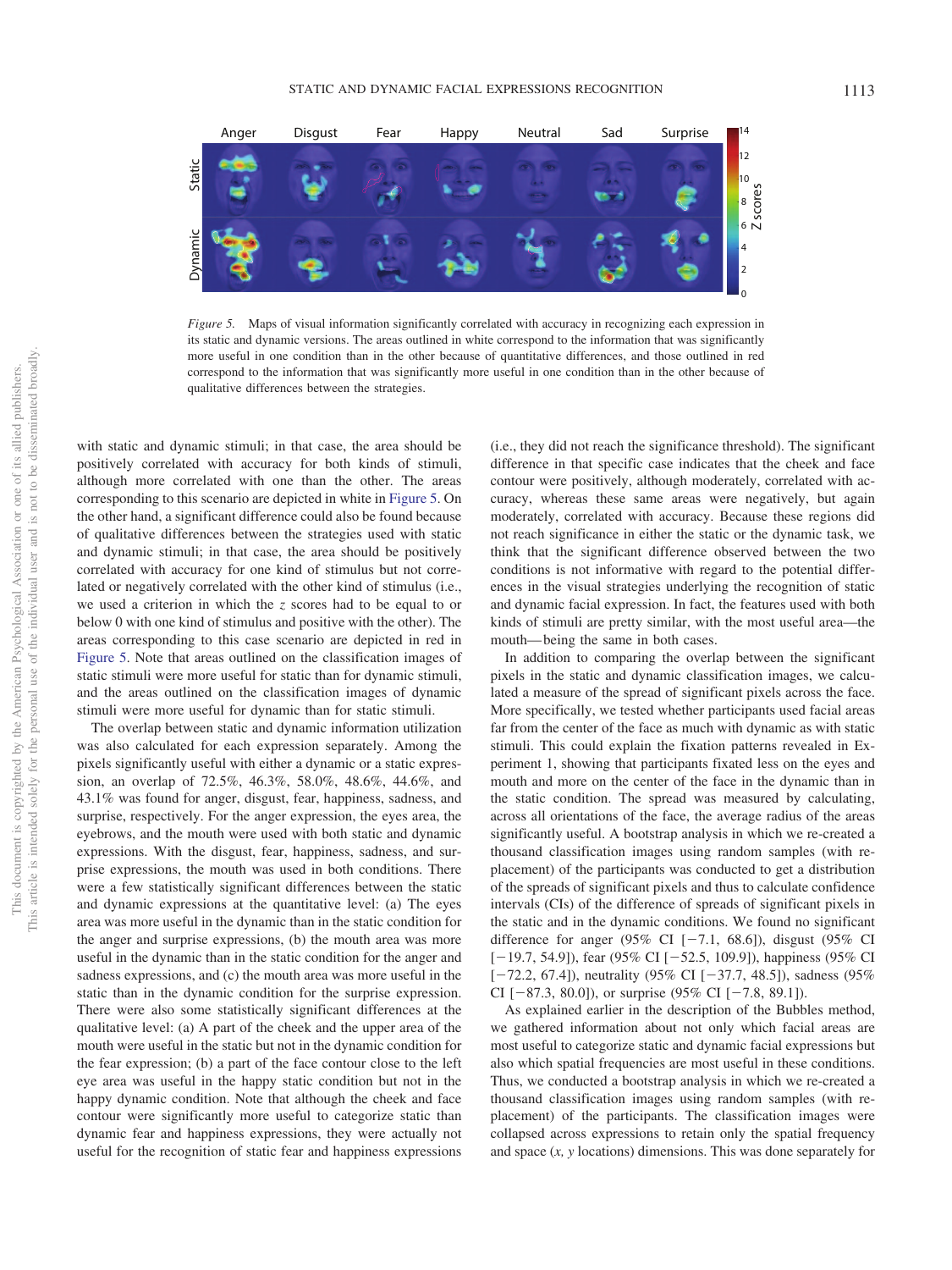*Figure 5.* Maps of visual information significantly correlated with accuracy in recognizing each expression in its static and dynamic versions. The areas outlined in white correspond to the information that was significantly more useful in one condition than in the other because of quantitative differences, and those outlined in red correspond to the information that was significantly more useful in one condition than in the other because of qualitative differences between the strategies.

with static and dynamic stimuli; in that case, the area should be positively correlated with accuracy for both kinds of stimuli, although more correlated with one than the other. The areas corresponding to this scenario are depicted in white in Figure 5. On the other hand, a significant difference could also be found because of qualitative differences between the strategies used with static and dynamic stimuli; in that case, the area should be positively correlated with accuracy for one kind of stimulus but not correlated or negatively correlated with the other kind of stimulus (i.e., we used a criterion in which the $z$ scores had to be equal to or below 0 with one kind of stimulus and positive with the other). The areas corresponding to this case scenario are depicted in red in Figure 5. Note that areas outlined on the classification images of static stimuli were more useful for static than for dynamic stimuli, and the areas outlined on the classification images of dynamic stimuli were more useful for dynamic than for static stimuli.

The overlap between static and dynamic information utilization was also calculated for each expression separately. Among the pixels significantly useful with either a dynamic or a static expression, an overlap of 72.5%, 46.3%, 58.0%, 48.6%, 44.6%, and 43.1% was found for anger, disgust, fear, happiness, sadness, and surprise, respectively. For the anger expression, the eyes area, the eyebrows, and the mouth were used with both static and dynamic expressions. With the disgust, fear, happiness, sadness, and surprise expressions, the mouth was used in both conditions. There were a few statistically significant differences between the static and dynamic expressions at the quantitative level: (a) The eyes area was more useful in the dynamic than in the static condition for the anger and surprise expressions, (b) the mouth area was more useful in the dynamic than in the static condition for the anger and sadness expressions, and (c) the mouth area was more useful in the static than in the dynamic condition for the surprise expression. There were also some statistically significant differences at the qualitative level: (a) A part of the cheek and the upper area of the mouth were useful in the static but not in the dynamic condition for the fear expression; (b) a part of the face contour close to the left eye area was useful in the happy static condition but not in the happy dynamic condition. Note that although the cheek and face contour were significantly more useful to categorize static than dynamic fear and happiness expressions, they were actually not useful for the recognition of static fear and happiness expressions (i.e., they did not reach the significance threshold). The significant difference in that specific case indicates that the cheek and face contour were positively, although moderately, correlated with accuracy, whereas these same areas were negatively, but again moderately, correlated with accuracy. Because these regions did not reach significance in either the static or the dynamic task, we think that the significant difference observed between the two conditions is not informative with regard to the potential differences in the visual strategies underlying the recognition of static and dynamic facial expression. In fact, the features used with both kinds of stimuli are pretty similar, with the most useful area—the mouth—being the same in both cases.

In addition to comparing the overlap between the significant pixels in the static and dynamic classification images, we calculated a measure of the spread of significant pixels across the face. More specifically, we tested whether participants used facial areas far from the center of the face as much with dynamic as with static stimuli. This could explain the fixation patterns revealed in Experiment 1, showing that participants fixated less on the eyes and mouth and more on the center of the face in the dynamic than in the static condition. The spread was measured by calculating, across all orientations of the face, the average radius of the areas significantly useful. A bootstrap analysis in which we re-created a thousand classification images using random samples (with replacement) of the participants was conducted to get a distribution of the spreads of significant pixels and thus to calculate confidence intervals (CIs) of the difference of spreads of significant pixels in the static and in the dynamic conditions. We found no significant difference for anger (95% CI [−7.1, 68.6]), disgust (95% CI [−19.7, 54.9]), fear (95% CI [−52.5, 109.9]), happiness (95% CI [−72.2, 67.4]), neutrality (95% CI [−37.7, 48.5]), sadness (95% CI [−87.3, 80.0]), or surprise (95% CI [−7.8, 89.1]).

As explained earlier in the description of the Bubbles method, we gathered information about not only which facial areas are most useful to categorize static and dynamic facial expressions but also which spatial frequencies are most useful in these conditions. Thus, we conducted a bootstrap analysis in which we re-created a thousand classification images using random samples (with replacement) of the participants. The classification images were collapsed across expressions to retain only the spatial frequency and space ($x$, $y$ locations) dimensions. This was done separately for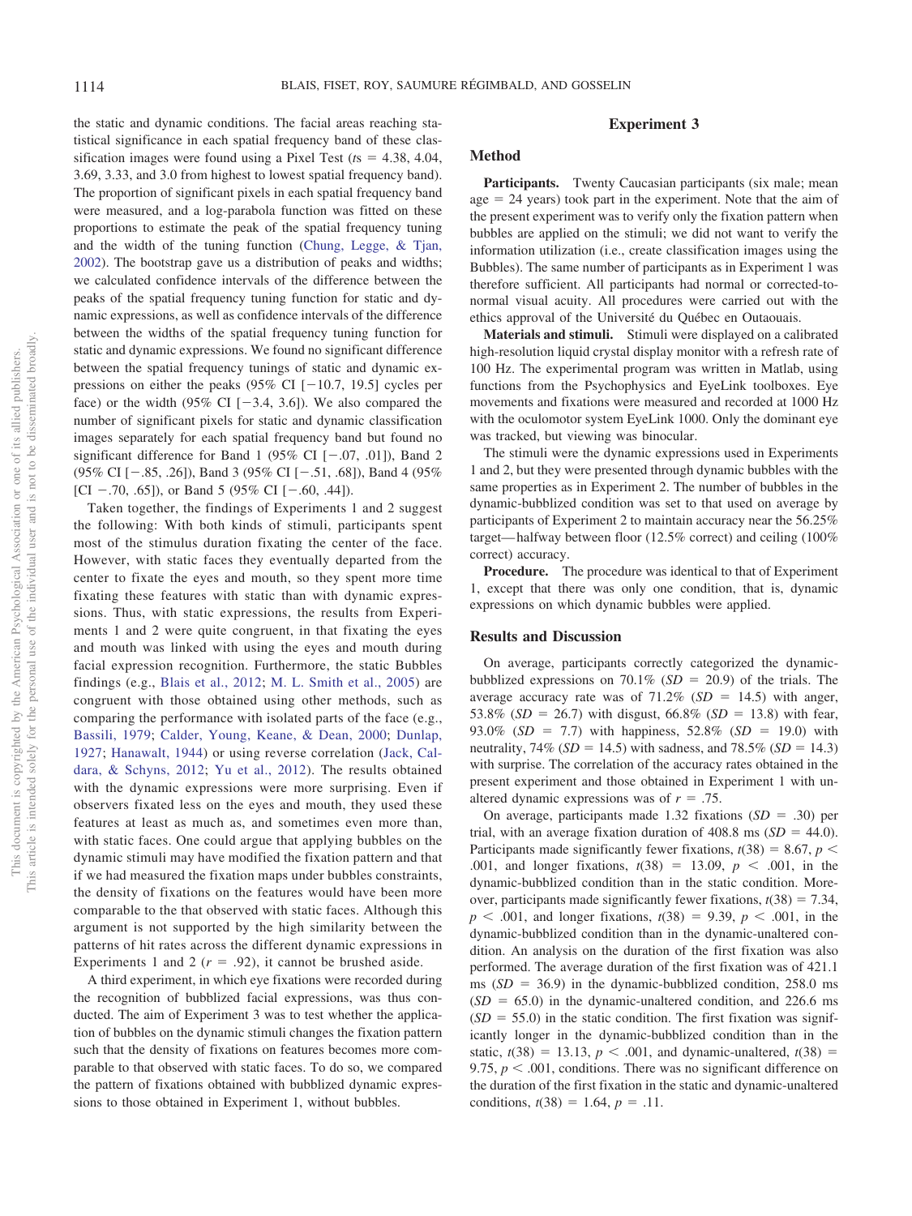the static and dynamic conditions. The facial areas reaching statistical significance in each spatial frequency band of these classification images were found using a Pixel Test ($t$s = 4.38, 4.04, 3.69, 3.33, and 3.0 from highest to lowest spatial frequency band). The proportion of significant pixels in each spatial frequency band were measured, and a log-parabola function was fitted on these proportions to estimate the peak of the spatial frequency tuning and the width of the tuning function (Chung, Legge, & Tjan, 2002). The bootstrap gave us a distribution of peaks and widths; we calculated confidence intervals of the difference between the peaks of the spatial frequency tuning function for static and dynamic expressions, as well as confidence intervals of the difference between the widths of the spatial frequency tuning function for static and dynamic expressions. We found no significant difference between the spatial frequency tunings of static and dynamic expressions on either the peaks (95% CI [−10.7, 19.5] cycles per face) or the width (95% CI [−3.4, 3.6]). We also compared the number of significant pixels for static and dynamic classification images separately for each spatial frequency band but found no significant difference for Band 1 (95% CI [−.07, .01]), Band 2 (95% CI [−.85, .26]), Band 3 (95% CI [−.51, .68]), Band 4 (95% [CI −.70, .65]), or Band 5 (95% CI [−.60, .44]).

Taken together, the findings of Experiments 1 and 2 suggest the following: With both kinds of stimuli, participants spent most of the stimulus duration fixating the center of the face. However, with static faces they eventually departed from the center to fixate the eyes and mouth, so they spent more time fixating these features with static than with dynamic expressions. Thus, with static expressions, the results from Experiments 1 and 2 were quite congruent, in that fixating the eyes and mouth was linked with using the eyes and mouth during facial expression recognition. Furthermore, the static Bubbles findings (e.g., Blais et al., 2012; M. L. Smith et al., 2005) are congruent with those obtained using other methods, such as comparing the performance with isolated parts of the face (e.g., Bassili, 1979; Calder, Young, Keane, & Dean, 2000; Dunlap, 1927; Hanawalt, 1944) or using reverse correlation (Jack, Caldara, & Schyns, 2012; Yu et al., 2012). The results obtained with the dynamic expressions were more surprising. Even if observers fixated less on the eyes and mouth, they used these features at least as much as, and sometimes even more than, with static faces. One could argue that applying bubbles on the dynamic stimuli may have modified the fixation pattern and that if we had measured the fixation maps under bubbles constraints, the density of fixations on the features would have been more comparable to the that observed with static faces. Although this argument is not supported by the high similarity between the patterns of hit rates across the different dynamic expressions in Experiments 1 and 2 ($r$ = .92), it cannot be brushed aside.

A third experiment, in which eye fixations were recorded during the recognition of bubblized facial expressions, was thus conducted. The aim of Experiment 3 was to test whether the application of bubbles on the dynamic stimuli changes the fixation pattern such that the density of fixations on features becomes more comparable to that observed with static faces. To do so, we compared the pattern of fixations obtained with bubblized dynamic expressions to those obtained in Experiment 1, without bubbles.

## Experiment 3

### Method

**Participants.** Twenty Caucasian participants (six male; mean age = 24 years) took part in the experiment. Note that the aim of the present experiment was to verify only the fixation pattern when bubbles are applied on the stimuli; we did not want to verify the information utilization (i.e., create classification images using the Bubbles). The same number of participants as in Experiment 1 was therefore sufficient. All participants had normal or corrected-to-normal visual acuity. All procedures were carried out with the ethics approval of the Université du Québec en Outaouais.

**Materials and stimuli.** Stimuli were displayed on a calibrated high-resolution liquid crystal display monitor with a refresh rate of 100 Hz. The experimental program was written in Matlab, using functions from the Psychophysics and EyeLink toolboxes. Eye movements and fixations were measured and recorded at 1000 Hz with the oculomotor system EyeLink 1000. Only the dominant eye was tracked, but viewing was binocular.

The stimuli were the dynamic expressions used in Experiments 1 and 2, but they were presented through dynamic bubbles with the same properties as in Experiment 2. The number of bubbles in the dynamic-bubblized condition was set to that used on average by participants of Experiment 2 to maintain accuracy near the 56.25% target—halfway between floor (12.5% correct) and ceiling (100% correct) accuracy.

**Procedure.** The procedure was identical to that of Experiment 1, except that there was only one condition, that is, dynamic expressions on which dynamic bubbles were applied.

### Results and Discussion

On average, participants correctly categorized the dynamic-bubblized expressions on 70.1% ($SD$ = 20.9) of the trials. The average accuracy rate was of 71.2% ($SD$ = 14.5) with anger, 53.8% ($SD$ = 26.7) with disgust, 66.8% ($SD$ = 13.8) with fear, 93.0% ($SD$ = 7.7) with happiness, 52.8% ($SD$ = 19.0) with neutrality, 74% ($SD$ = 14.5) with sadness, and 78.5% ($SD$ = 14.3) with surprise. The correlation of the accuracy rates obtained in the present experiment and those obtained in Experiment 1 with unaltered dynamic expressions was of $r$ = .75.

On average, participants made 1.32 fixations ($SD$ = .30) per trial, with an average fixation duration of 408.8 ms ($SD$ = 44.0). Participants made significantly fewer fixations, $t(38) = 8.67$, $p < .001$, and longer fixations, $t(38) = 13.09$, $p < .001$, in the dynamic-bubblized condition than in the static condition. Moreover, participants made significantly fewer fixations, $t(38) = 7.34$, $p < .001$, and longer fixations, $t(38) = 9.39$, $p < .001$, in the dynamic-bubblized condition than in the dynamic-unaltered condition. An analysis on the duration of the first fixation was also performed. The average duration of the first fixation was of 421.1 ms ($SD$ = 36.9) in the dynamic-bubblized condition, 258.0 ms ($SD$ = 65.0) in the dynamic-unaltered condition, and 226.6 ms ($SD$ = 55.0) in the static condition. The first fixation was significantly longer in the dynamic-bubblized condition than in the static, $t(38) = 13.13$, $p < .001$, and dynamic-unaltered, $t(38) = 9.75$, $p < .001$, conditions. There was no significant difference on the duration of the first fixation in the static and dynamic-unaltered conditions, $t(38) = 1.64$, $p = .11$.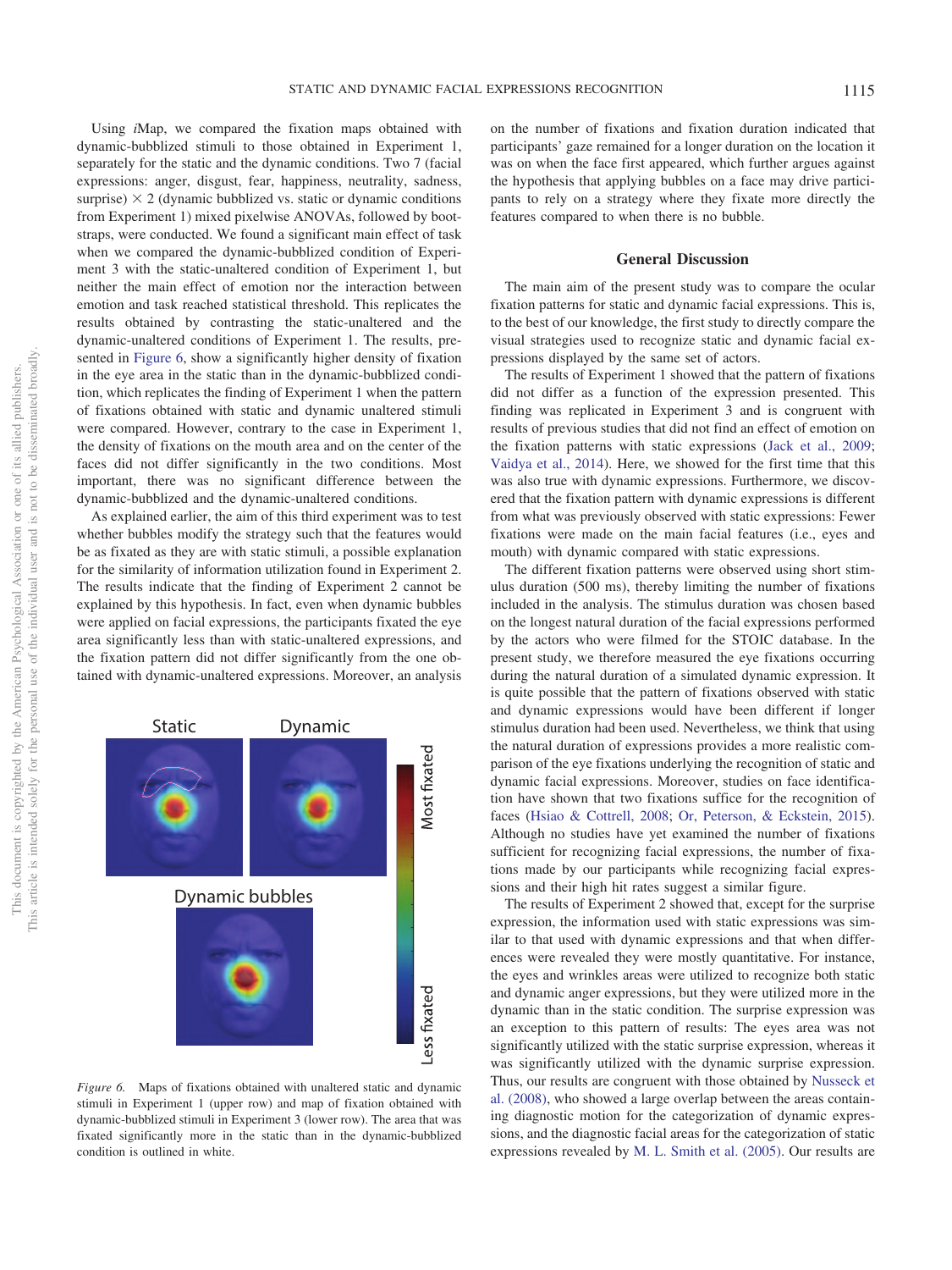Using *i*Map, we compared the fixation maps obtained with dynamic-bubblized stimuli to those obtained in Experiment 1, separately for the static and the dynamic conditions. Two 7 (facial expressions: anger, disgust, fear, happiness, neutrality, sadness, surprise) × 2 (dynamic bubblized vs. static or dynamic conditions from Experiment 1) mixed pixelwise ANOVAs, followed by bootstraps, were conducted. We found a significant main effect of task when we compared the dynamic-bubblized condition of Experiment 3 with the static-unaltered condition of Experiment 1, but neither the main effect of emotion nor the interaction between emotion and task reached statistical threshold. This replicates the results obtained by contrasting the static-unaltered and the dynamic-unaltered conditions of Experiment 1. The results, presented in Figure 6, show a significantly higher density of fixation in the eye area in the static than in the dynamic-bubblized condition, which replicates the finding of Experiment 1 when the pattern of fixations obtained with static and dynamic unaltered stimuli were compared. However, contrary to the case in Experiment 1, the density of fixations on the mouth area and on the center of the faces did not differ significantly in the two conditions. Most important, there was no significant difference between the dynamic-bubblized and the dynamic-unaltered conditions.

As explained earlier, the aim of this third experiment was to test whether bubbles modify the strategy such that the features would be as fixated as they are with static stimuli, a possible explanation for the similarity of information utilization found in Experiment 2. The results indicate that the finding of Experiment 2 cannot be explained by this hypothesis. In fact, even when dynamic bubbles were applied on facial expressions, the participants fixated the eye area significantly less than with static-unaltered expressions, and the fixation pattern did not differ significantly from the one obtained with dynamic-unaltered expressions. Moreover, an analysis on the number of fixations and fixation duration indicated that participants' gaze remained for a longer duration on the location it was on when the face first appeared, which further argues against the hypothesis that applying bubbles on a face may drive participants to rely on a strategy where they fixate more directly the features compared to when there is no bubble.

*Figure 6.* Maps of fixations obtained with unaltered static and dynamic stimuli in Experiment 1 (upper row) and map of fixation obtained with dynamic-bubblized stimuli in Experiment 3 (lower row). The area that was fixated significantly more in the static than in the dynamic-bubblized condition is outlined in white.

## General Discussion

The main aim of the present study was to compare the ocular fixation patterns for static and dynamic facial expressions. This is, to the best of our knowledge, the first study to directly compare the visual strategies used to recognize static and dynamic facial expressions displayed by the same set of actors.

The results of Experiment 1 showed that the pattern of fixations did not differ as a function of the expression presented. This finding was replicated in Experiment 3 and is congruent with results of previous studies that did not find an effect of emotion on the fixation patterns with static expressions (Jack et al., 2009; Vaidya et al., 2014). Here, we showed for the first time that this was also true with dynamic expressions. Furthermore, we discovered that the fixation pattern with dynamic expressions is different from what was previously observed with static expressions: Fewer fixations were made on the main facial features (i.e., eyes and mouth) with dynamic compared with static expressions.

The different fixation patterns were observed using short stimulus duration (500 ms), thereby limiting the number of fixations included in the analysis. The stimulus duration was chosen based on the longest natural duration of the facial expressions performed by the actors who were filmed for the STOIC database. In the present study, we therefore measured the eye fixations occurring during the natural duration of a simulated dynamic expression. It is quite possible that the pattern of fixations observed with static and dynamic expressions would have been different if longer stimulus duration had been used. Nevertheless, we think that using the natural duration of expressions provides a more realistic comparison of the eye fixations underlying the recognition of static and dynamic facial expressions. Moreover, studies on face identification have shown that two fixations suffice for the recognition of faces (Hsiao & Cottrell, 2008; Or, Peterson, & Eckstein, 2015). Although no studies have yet examined the number of fixations sufficient for recognizing facial expressions, the number of fixations made by our participants while recognizing facial expressions and their high hit rates suggest a similar figure.

The results of Experiment 2 showed that, except for the surprise expression, the information used with static expressions was similar to that used with dynamic expressions and that when differences were revealed they were mostly quantitative. For instance, the eyes and wrinkles areas were utilized to recognize both static and dynamic anger expressions, but they were utilized more in the dynamic than in the static condition. The surprise expression was an exception to this pattern of results: The eyes area was not significantly utilized with the static surprise expression, whereas it was significantly utilized with the dynamic surprise expression. Thus, our results are congruent with those obtained by Nusseck et al. (2008), who showed a large overlap between the areas containing diagnostic motion for the categorization of dynamic expressions, and the diagnostic facial areas for the categorization of static expressions revealed by M. L. Smith et al. (2005). Our results are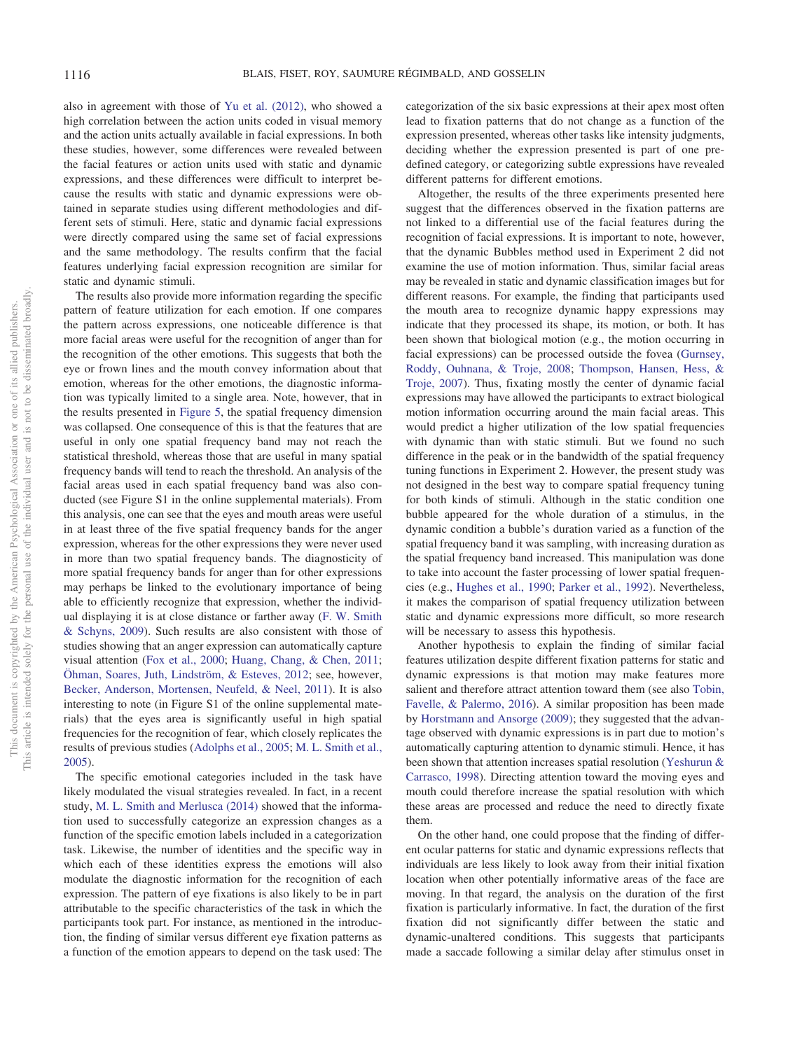also in agreement with those of Yu et al. (2012), who showed a high correlation between the action units coded in visual memory and the action units actually available in facial expressions. In both these studies, however, some differences were revealed between the facial features or action units used with static and dynamic expressions, and these differences were difficult to interpret because the results with static and dynamic expressions were obtained in separate studies using different methodologies and different sets of stimuli. Here, static and dynamic facial expressions were directly compared using the same set of facial expressions and the same methodology. The results confirm that the facial features underlying facial expression recognition are similar for static and dynamic stimuli.

The results also provide more information regarding the specific pattern of feature utilization for each emotion. If one compares the pattern across expressions, one noticeable difference is that more facial areas were useful for the recognition of anger than for the recognition of the other emotions. This suggests that both the eye or frown lines and the mouth convey information about that emotion, whereas for the other emotions, the diagnostic information was typically limited to a single area. Note, however, that in the results presented in Figure 5, the spatial frequency dimension was collapsed. One consequence of this is that the features that are useful in only one spatial frequency band may not reach the statistical threshold, whereas those that are useful in many spatial frequency bands will tend to reach the threshold. An analysis of the facial areas used in each spatial frequency band was also conducted (see Figure S1 in the online supplemental materials). From this analysis, one can see that the eyes and mouth areas were useful in at least three of the five spatial frequency bands for the anger expression, whereas for the other expressions they were never used in more than two spatial frequency bands. The diagnosticity of more spatial frequency bands for anger than for other expressions may perhaps be linked to the evolutionary importance of being able to efficiently recognize that expression, whether the individual displaying it is at close distance or farther away (F. W. Smith & Schyns, 2009). Such results are also consistent with those of studies showing that an anger expression can automatically capture visual attention (Fox et al., 2000; Huang, Chang, & Chen, 2011; Öhman, Soares, Juth, Lindström, & Esteves, 2012; see, however, Becker, Anderson, Mortensen, Neufeld, & Neel, 2011). It is also interesting to note (in Figure S1 of the online supplemental materials) that the eyes area is significantly useful in high spatial frequencies for the recognition of fear, which closely replicates the results of previous studies (Adolphs et al., 2005; M. L. Smith et al., 2005).

The specific emotional categories included in the task have likely modulated the visual strategies revealed. In fact, in a recent study, M. L. Smith and Merlusca (2014) showed that the information used to successfully categorize an expression changes as a function of the specific emotion labels included in a categorization task. Likewise, the number of identities and the specific way in which each of these identities express the emotions will also modulate the diagnostic information for the recognition of each expression. The pattern of eye fixations is also likely to be in part attributable to the specific characteristics of the task in which the participants took part. For instance, as mentioned in the introduction, the finding of similar versus different eye fixation patterns as a function of the emotion appears to depend on the task used: The categorization of the six basic expressions at their apex most often lead to fixation patterns that do not change as a function of the expression presented, whereas other tasks like intensity judgments, deciding whether the expression presented is part of one predefined category, or categorizing subtle expressions have revealed different patterns for different emotions.

Altogether, the results of the three experiments presented here suggest that the differences observed in the fixation patterns are not linked to a differential use of the facial features during the recognition of facial expressions. It is important to note, however, that the dynamic Bubbles method used in Experiment 2 did not examine the use of motion information. Thus, similar facial areas may be revealed in static and dynamic classification images but for different reasons. For example, the finding that participants used the mouth area to recognize dynamic happy expressions may indicate that they processed its shape, its motion, or both. It has been shown that biological motion (e.g., the motion occurring in facial expressions) can be processed outside the fovea (Gurnsey, Roddy, Ouhnana, & Troje, 2008; Thompson, Hansen, Hess, & Troje, 2007). Thus, fixating mostly the center of dynamic facial expressions may have allowed the participants to extract biological motion information occurring around the main facial areas. This would predict a higher utilization of the low spatial frequencies with dynamic than with static stimuli. But we found no such difference in the peak or in the bandwidth of the spatial frequency tuning functions in Experiment 2. However, the present study was not designed in the best way to compare spatial frequency tuning for both kinds of stimuli. Although in the static condition one bubble appeared for the whole duration of a stimulus, in the dynamic condition a bubble's duration varied as a function of the spatial frequency band it was sampling, with increasing duration as the spatial frequency band increased. This manipulation was done to take into account the faster processing of lower spatial frequencies (e.g., Hughes et al., 1990; Parker et al., 1992). Nevertheless, it makes the comparison of spatial frequency utilization between static and dynamic expressions more difficult, so more research will be necessary to assess this hypothesis.

Another hypothesis to explain the finding of similar facial features utilization despite different fixation patterns for static and dynamic expressions is that motion may make features more salient and therefore attract attention toward them (see also Tobin, Favelle, & Palermo, 2016). A similar proposition has been made by Horstmann and Ansorge (2009); they suggested that the advantage observed with dynamic expressions is in part due to motion's automatically capturing attention to dynamic stimuli. Hence, it has been shown that attention increases spatial resolution (Yeshurun & Carrasco, 1998). Directing attention toward the moving eyes and mouth could therefore increase the spatial resolution with which these areas are processed and reduce the need to directly fixate them.

On the other hand, one could propose that the finding of different ocular patterns for static and dynamic expressions reflects that individuals are less likely to look away from their initial fixation location when other potentially informative areas of the face are moving. In that regard, the analysis on the duration of the first fixation is particularly informative. In fact, the duration of the first fixation did not significantly differ between the static and dynamic-unaltered conditions. This suggests that participants made a saccade following a similar delay after stimulus onset in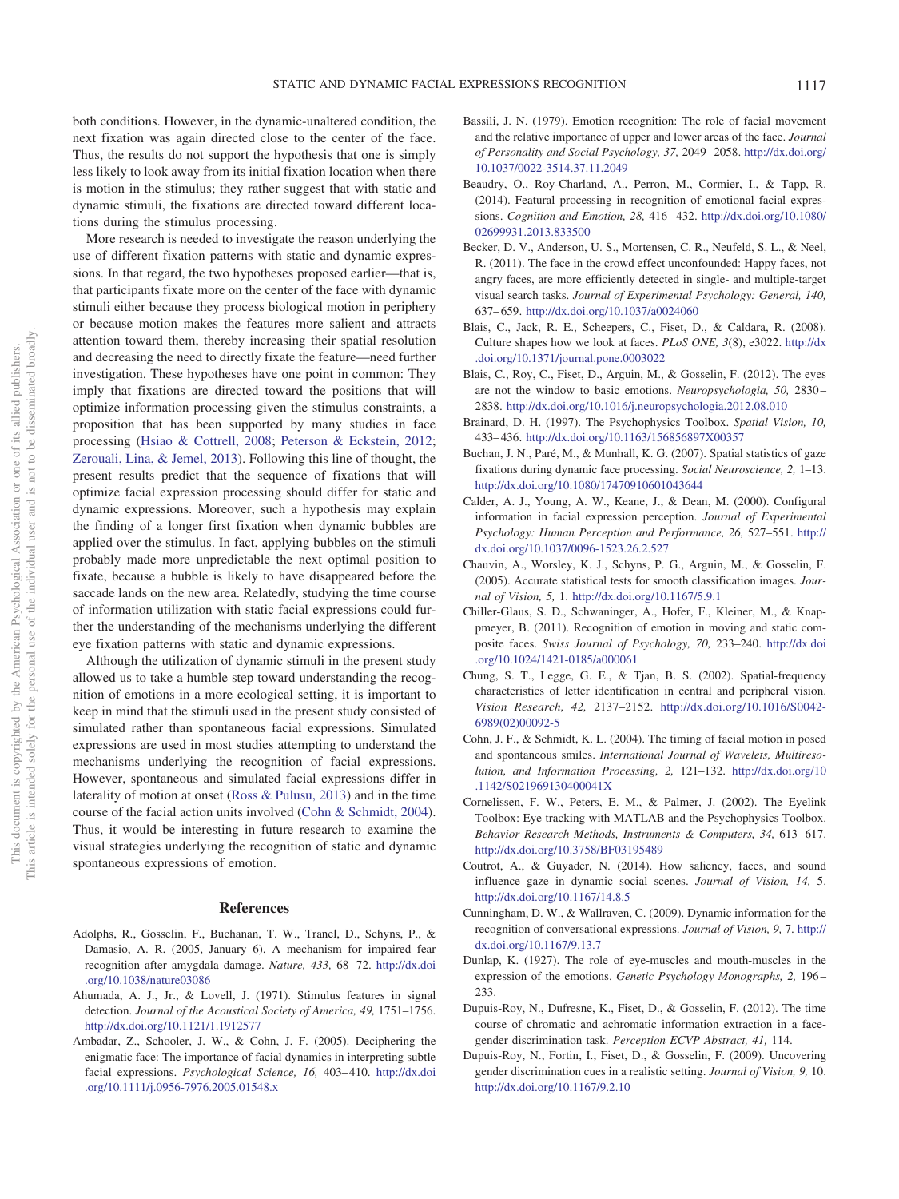both conditions. However, in the dynamic-unaltered condition, the next fixation was again directed close to the center of the face. Thus, the results do not support the hypothesis that one is simply less likely to look away from its initial fixation location when there is motion in the stimulus; they rather suggest that with static and dynamic stimuli, the fixations are directed toward different locations during the stimulus processing.

More research is needed to investigate the reason underlying the use of different fixation patterns with static and dynamic expressions. In that regard, the two hypotheses proposed earlier—that is, that participants fixate more on the center of the face with dynamic stimuli either because they process biological motion in periphery or because motion makes the features more salient and attracts attention toward them, thereby increasing their spatial resolution and decreasing the need to directly fixate the feature—need further investigation. These hypotheses have one point in common: They imply that fixations are directed toward the positions that will optimize information processing given the stimulus constraints, a proposition that has been supported by many studies in face processing (Hsiao & Cottrell, 2008; Peterson & Eckstein, 2012; Zerouali, Lina, & Jemel, 2013). Following this line of thought, the present results predict that the sequence of fixations that will optimize facial expression processing should differ for static and dynamic expressions. Moreover, such a hypothesis may explain the finding of a longer first fixation when dynamic bubbles are applied over the stimulus. In fact, applying bubbles on the stimuli probably made more unpredictable the next optimal position to fixate, because a bubble is likely to have disappeared before the saccade lands on the new area. Relatedly, studying the time course of information utilization with static facial expressions could further the understanding of the mechanisms underlying the different eye fixation patterns with static and dynamic expressions.

Although the utilization of dynamic stimuli in the present study allowed us to take a humble step toward understanding the recognition of emotions in a more ecological setting, it is important to keep in mind that the stimuli used in the present study consisted of simulated rather than spontaneous facial expressions. Simulated expressions are used in most studies attempting to understand the mechanisms underlying the recognition of facial expressions. However, spontaneous and simulated facial expressions differ in laterality of motion at onset (Ross & Pulusu, 2013) and in the time course of the facial action units involved (Cohn & Schmidt, 2004). Thus, it would be interesting in future research to examine the visual strategies underlying the recognition of static and dynamic spontaneous expressions of emotion.

## References

Adolphs, R., Gosselin, F., Buchanan, T. W., Tranel, D., Schyns, P., & Damasio, A. R. (2005, January 6). A mechanism for impaired fear recognition after amygdala damage. *Nature, 433,* 68–72. http://dx.doi.org/10.1038/nature03086

Ahumada, A. J., Jr., & Lovell, J. (1971). Stimulus features in signal detection. *Journal of the Acoustical Society of America, 49,* 1751–1756. http://dx.doi.org/10.1121/1.1912577

Ambadar, Z., Schooler, J. W., & Cohn, J. F. (2005). Deciphering the enigmatic face: The importance of facial dynamics in interpreting subtle facial expressions. *Psychological Science, 16,* 403–410. http://dx.doi.org/10.1111/j.0956-7976.2005.01548.x

Bassili, J. N. (1979). Emotion recognition: The role of facial movement and the relative importance of upper and lower areas of the face. *Journal of Personality and Social Psychology, 37,* 2049–2058. http://dx.doi.org/10.1037/0022-3514.37.11.2049

Beaudry, O., Roy-Charland, A., Perron, M., Cormier, I., & Tapp, R. (2014). Featural processing in recognition of emotional facial expressions. *Cognition and Emotion, 28,* 416–432. http://dx.doi.org/10.1080/02699931.2013.833500

Becker, D. V., Anderson, U. S., Mortensen, C. R., Neufeld, S. L., & Neel, R. (2011). The face in the crowd effect unconfounded: Happy faces, not angry faces, are more efficiently detected in single- and multiple-target visual search tasks. *Journal of Experimental Psychology: General, 140,* 637–659. http://dx.doi.org/10.1037/a0024060

Blais, C., Jack, R. E., Scheepers, C., Fiset, D., & Caldara, R. (2008). Culture shapes how we look at faces. *PLoS ONE, 3*(8), e3022. http://dx.doi.org/10.1371/journal.pone.0003022

Blais, C., Roy, C., Fiset, D., Arguin, M., & Gosselin, F. (2012). The eyes are not the window to basic emotions. *Neuropsychologia, 50,* 2830–2838. http://dx.doi.org/10.1016/j.neuropsychologia.2012.08.010

Brainard, D. H. (1997). The Psychophysics Toolbox. *Spatial Vision, 10,* 433–436. http://dx.doi.org/10.1163/156856897X00357

Buchan, J. N., Paré, M., & Munhall, K. G. (2007). Spatial statistics of gaze fixations during dynamic face processing. *Social Neuroscience, 2,* 1–13. http://dx.doi.org/10.1080/17470910601043644

Calder, A. J., Young, A. W., Keane, J., & Dean, M. (2000). Configural information in facial expression perception. *Journal of Experimental Psychology: Human Perception and Performance, 26,* 527–551. http://dx.doi.org/10.1037/0096-1523.26.2.527

Chauvin, A., Worsley, K. J., Schyns, P. G., Arguin, M., & Gosselin, F. (2005). Accurate statistical tests for smooth classification images. *Journal of Vision, 5,* 1. http://dx.doi.org/10.1167/5.9.1

Chiller-Glaus, S. D., Schwaninger, A., Hofer, F., Kleiner, M., & Knappmeyer, B. (2011). Recognition of emotion in moving and static composite faces. *Swiss Journal of Psychology, 70,* 233–240. http://dx.doi.org/10.1024/1421-0185/a000061

Chung, S. T., Legge, G. E., & Tjan, B. S. (2002). Spatial-frequency characteristics of letter identification in central and peripheral vision. *Vision Research, 42,* 2137–2152. http://dx.doi.org/10.1016/S0042-6989(02)00092-5

Cohn, J. F., & Schmidt, K. L. (2004). The timing of facial motion in posed and spontaneous smiles. *International Journal of Wavelets, Multiresolution, and Information Processing, 2,* 121–132. http://dx.doi.org/10.1142/S021969130400041X

Cornelissen, F. W., Peters, E. M., & Palmer, J. (2002). The Eyelink Toolbox: Eye tracking with MATLAB and the Psychophysics Toolbox. *Behavior Research Methods, Instruments & Computers, 34,* 613–617. http://dx.doi.org/10.3758/BF03195489

Coutrot, A., & Guyader, N. (2014). How saliency, faces, and sound influence gaze in dynamic social scenes. *Journal of Vision, 14,* 5. http://dx.doi.org/10.1167/14.8.5

Cunningham, D. W., & Wallraven, C. (2009). Dynamic information for the recognition of conversational expressions. *Journal of Vision, 9,* 7. http://dx.doi.org/10.1167/9.13.7

Dunlap, K. (1927). The role of eye-muscles and mouth-muscles in the expression of the emotions. *Genetic Psychology Monographs, 2,* 196–233.

Dupuis-Roy, N., Dufresne, K., Fiset, D., & Gosselin, F. (2012). The time course of chromatic and achromatic information extraction in a face-gender discrimination task. *Perception ECVP Abstract, 41,* 114.

Dupuis-Roy, N., Fortin, I., Fiset, D., & Gosselin, F. (2009). Uncovering gender discrimination cues in a realistic setting. *Journal of Vision, 9,* 10. http://dx.doi.org/10.1167/9.2.10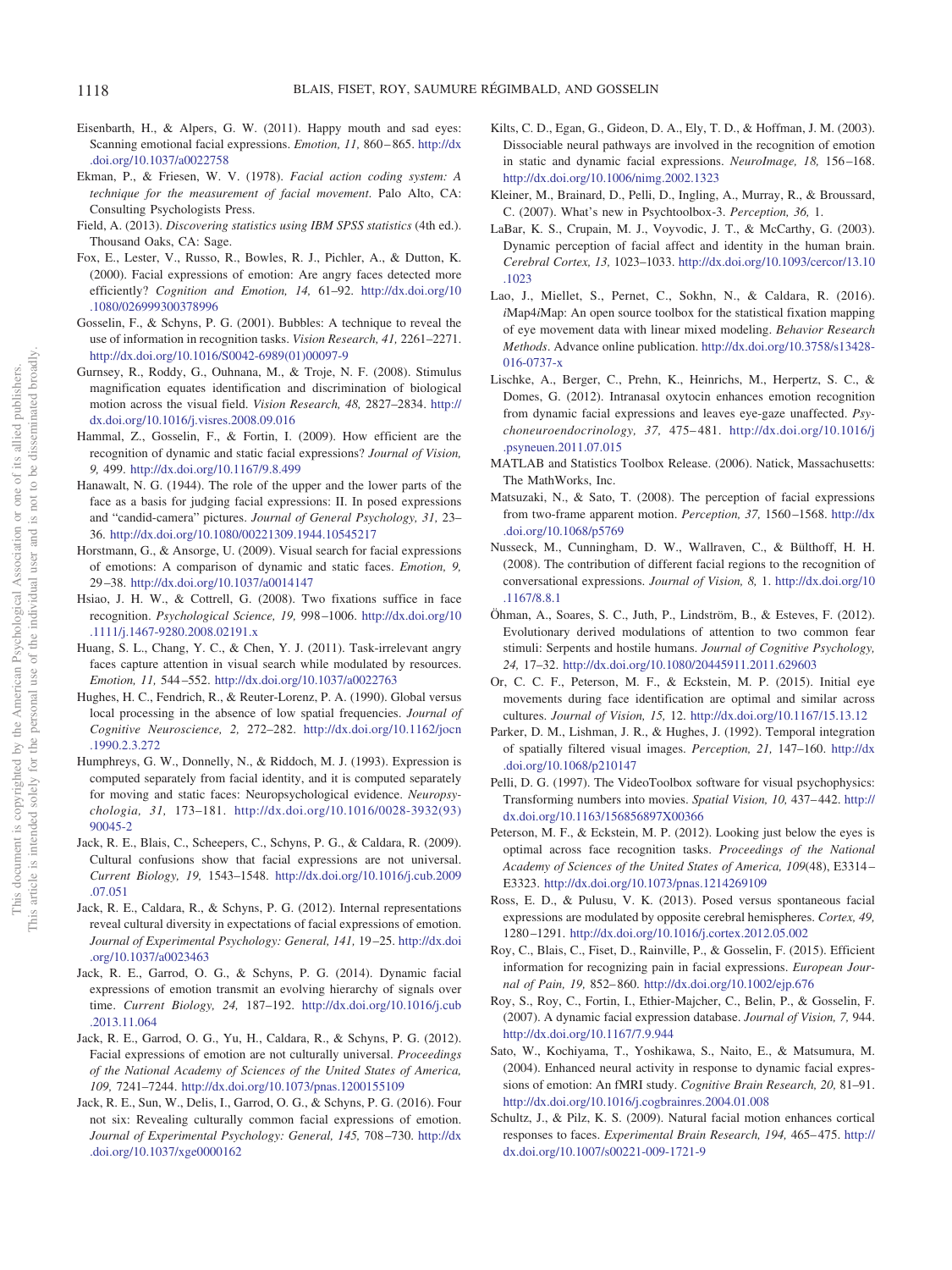Eisenbarth, H., & Alpers, G. W. (2011). Happy mouth and sad eyes: Scanning emotional facial expressions. *Emotion, 11,* 860–865. http://dx.doi.org/10.1037/a0022758

Ekman, P., & Friesen, W. V. (1978). *Facial action coding system: A technique for the measurement of facial movement*. Palo Alto, CA: Consulting Psychologists Press.

Field, A. (2013). *Discovering statistics using IBM SPSS statistics* (4th ed.). Thousand Oaks, CA: Sage.

Fox, E., Lester, V., Russo, R., Bowles, R. J., Pichler, A., & Dutton, K. (2000). Facial expressions of emotion: Are angry faces detected more efficiently? *Cognition and Emotion, 14,* 61–92. http://dx.doi.org/10.1080/026999300378996

Gosselin, F., & Schyns, P. G. (2001). Bubbles: A technique to reveal the use of information in recognition tasks. *Vision Research, 41,* 2261–2271. http://dx.doi.org/10.1016/S0042-6989(01)00097-9

Gurnsey, R., Roddy, G., Ouhnana, M., & Troje, N. F. (2008). Stimulus magnification equates identification and discrimination of biological motion across the visual field. *Vision Research, 48,* 2827–2834. http://dx.doi.org/10.1016/j.visres.2008.09.016

Hammal, Z., Gosselin, F., & Fortin, I. (2009). How efficient are the recognition of dynamic and static facial expressions? *Journal of Vision, 9,* 499. http://dx.doi.org/10.1167/9.8.499

Hanawalt, N. G. (1944). The role of the upper and the lower parts of the face as a basis for judging facial expressions: II. In posed expressions and "candid-camera" pictures. *Journal of General Psychology, 31,* 23–36. http://dx.doi.org/10.1080/00221309.1944.10545217

Horstmann, G., & Ansorge, U. (2009). Visual search for facial expressions of emotions: A comparison of dynamic and static faces. *Emotion, 9,* 29–38. http://dx.doi.org/10.1037/a0014147

Hsiao, J. H. W., & Cottrell, G. (2008). Two fixations suffice in face recognition. *Psychological Science, 19,* 998–1006. http://dx.doi.org/10.1111/j.1467-9280.2008.02191.x

Huang, S. L., Chang, Y. C., & Chen, Y. J. (2011). Task-irrelevant angry faces capture attention in visual search while modulated by resources. *Emotion, 11,* 544–552. http://dx.doi.org/10.1037/a0022763

Hughes, H. C., Fendrich, R., & Reuter-Lorenz, P. A. (1990). Global versus local processing in the absence of low spatial frequencies. *Journal of Cognitive Neuroscience, 2,* 272–282. http://dx.doi.org/10.1162/jocn.1990.2.3.272

Humphreys, G. W., Donnelly, N., & Riddoch, M. J. (1993). Expression is computed separately from facial identity, and it is computed separately for moving and static faces: Neuropsychological evidence. *Neuropsychologia, 31,* 173–181. http://dx.doi.org/10.1016/0028-3932(93)90045-2

Jack, R. E., Blais, C., Scheepers, C., Schyns, P. G., & Caldara, R. (2009). Cultural confusions show that facial expressions are not universal. *Current Biology, 19,* 1543–1548. http://dx.doi.org/10.1016/j.cub.2009.07.051

Jack, R. E., Caldara, R., & Schyns, P. G. (2012). Internal representations reveal cultural diversity in expectations of facial expressions of emotion. *Journal of Experimental Psychology: General, 141,* 19–25. http://dx.doi.org/10.1037/a0023463

Jack, R. E., Garrod, O. G., & Schyns, P. G. (2014). Dynamic facial expressions of emotion transmit an evolving hierarchy of signals over time. *Current Biology, 24,* 187–192. http://dx.doi.org/10.1016/j.cub.2013.11.064

Jack, R. E., Garrod, O. G., Yu, H., Caldara, R., & Schyns, P. G. (2012). Facial expressions of emotion are not culturally universal. *Proceedings of the National Academy of Sciences of the United States of America, 109,* 7241–7244. http://dx.doi.org/10.1073/pnas.1200155109

Jack, R. E., Sun, W., Delis, I., Garrod, O. G., & Schyns, P. G. (2016). Four not six: Revealing culturally common facial expressions of emotion. *Journal of Experimental Psychology: General, 145,* 708–730. http://dx.doi.org/10.1037/xge0000162

Kilts, C. D., Egan, G., Gideon, D. A., Ely, T. D., & Hoffman, J. M. (2003). Dissociable neural pathways are involved in the recognition of emotion in static and dynamic facial expressions. *NeuroImage, 18,* 156–168. http://dx.doi.org/10.1006/nimg.2002.1323

Kleiner, M., Brainard, D., Pelli, D., Ingling, A., Murray, R., & Broussard, C. (2007). What's new in Psychtoolbox-3. *Perception, 36,* 1.

LaBar, K. S., Crupain, M. J., Voyvodic, J. T., & McCarthy, G. (2003). Dynamic perception of facial affect and identity in the human brain. *Cerebral Cortex, 13,* 1023–1033. http://dx.doi.org/10.1093/cercor/13.10.1023

Lao, J., Miellet, S., Pernet, C., Sokhn, N., & Caldara, R. (2016). *i*Map4*i*Map: An open source toolbox for the statistical fixation mapping of eye movement data with linear mixed modeling. *Behavior Research Methods*. Advance online publication. http://dx.doi.org/10.3758/s13428-016-0737-x

Lischke, A., Berger, C., Prehn, K., Heinrichs, M., Herpertz, S. C., & Domes, G. (2012). Intranasal oxytocin enhances emotion recognition from dynamic facial expressions and leaves eye-gaze unaffected. *Psychoneuroendocrinology, 37,* 475–481. http://dx.doi.org/10.1016/j.psyneuen.2011.07.015

MATLAB and Statistics Toolbox Release. (2006). Natick, Massachusetts: The MathWorks, Inc.

Matsuzaki, N., & Sato, T. (2008). The perception of facial expressions from two-frame apparent motion. *Perception, 37,* 1560–1568. http://dx.doi.org/10.1068/p5769

Nusseck, M., Cunningham, D. W., Wallraven, C., & Bülthoff, H. H. (2008). The contribution of different facial regions to the recognition of conversational expressions. *Journal of Vision, 8,* 1. http://dx.doi.org/10.1167/8.8.1

Öhman, A., Soares, S. C., Juth, P., Lindström, B., & Esteves, F. (2012). Evolutionary derived modulations of attention to two common fear stimuli: Serpents and hostile humans. *Journal of Cognitive Psychology, 24,* 17–32. http://dx.doi.org/10.1080/20445911.2011.629603

Or, C. C. F., Peterson, M. F., & Eckstein, M. P. (2015). Initial eye movements during face identification are optimal and similar across cultures. *Journal of Vision, 15,* 12. http://dx.doi.org/10.1167/15.13.12

Parker, D. M., Lishman, J. R., & Hughes, J. (1992). Temporal integration of spatially filtered visual images. *Perception, 21,* 147–160. http://dx.doi.org/10.1068/p210147

Pelli, D. G. (1997). The VideoToolbox software for visual psychophysics: Transforming numbers into movies. *Spatial Vision, 10,* 437–442. http://dx.doi.org/10.1163/156856897X00366

Peterson, M. F., & Eckstein, M. P. (2012). Looking just below the eyes is optimal across face recognition tasks. *Proceedings of the National Academy of Sciences of the United States of America, 109*(48), E3314–E3323. http://dx.doi.org/10.1073/pnas.1214269109

Ross, E. D., & Pulusu, V. K. (2013). Posed versus spontaneous facial expressions are modulated by opposite cerebral hemispheres. *Cortex, 49,* 1280–1291. http://dx.doi.org/10.1016/j.cortex.2012.05.002

Roy, C., Blais, C., Fiset, D., Rainville, P., & Gosselin, F. (2015). Efficient information for recognizing pain in facial expressions. *European Journal of Pain, 19,* 852–860. http://dx.doi.org/10.1002/ejp.676

Roy, S., Roy, C., Fortin, I., Ethier-Majcher, C., Belin, P., & Gosselin, F. (2007). A dynamic facial expression database. *Journal of Vision, 7,* 944. http://dx.doi.org/10.1167/7.9.944

Sato, W., Kochiyama, T., Yoshikawa, S., Naito, E., & Matsumura, M. (2004). Enhanced neural activity in response to dynamic facial expressions of emotion: An fMRI study. *Cognitive Brain Research, 20,* 81–91. http://dx.doi.org/10.1016/j.cogbrainres.2004.01.008

Schultz, J., & Pilz, K. S. (2009). Natural facial motion enhances cortical responses to faces. *Experimental Brain Research, 194,* 465–475. http://dx.doi.org/10.1007/s00221-009-1721-9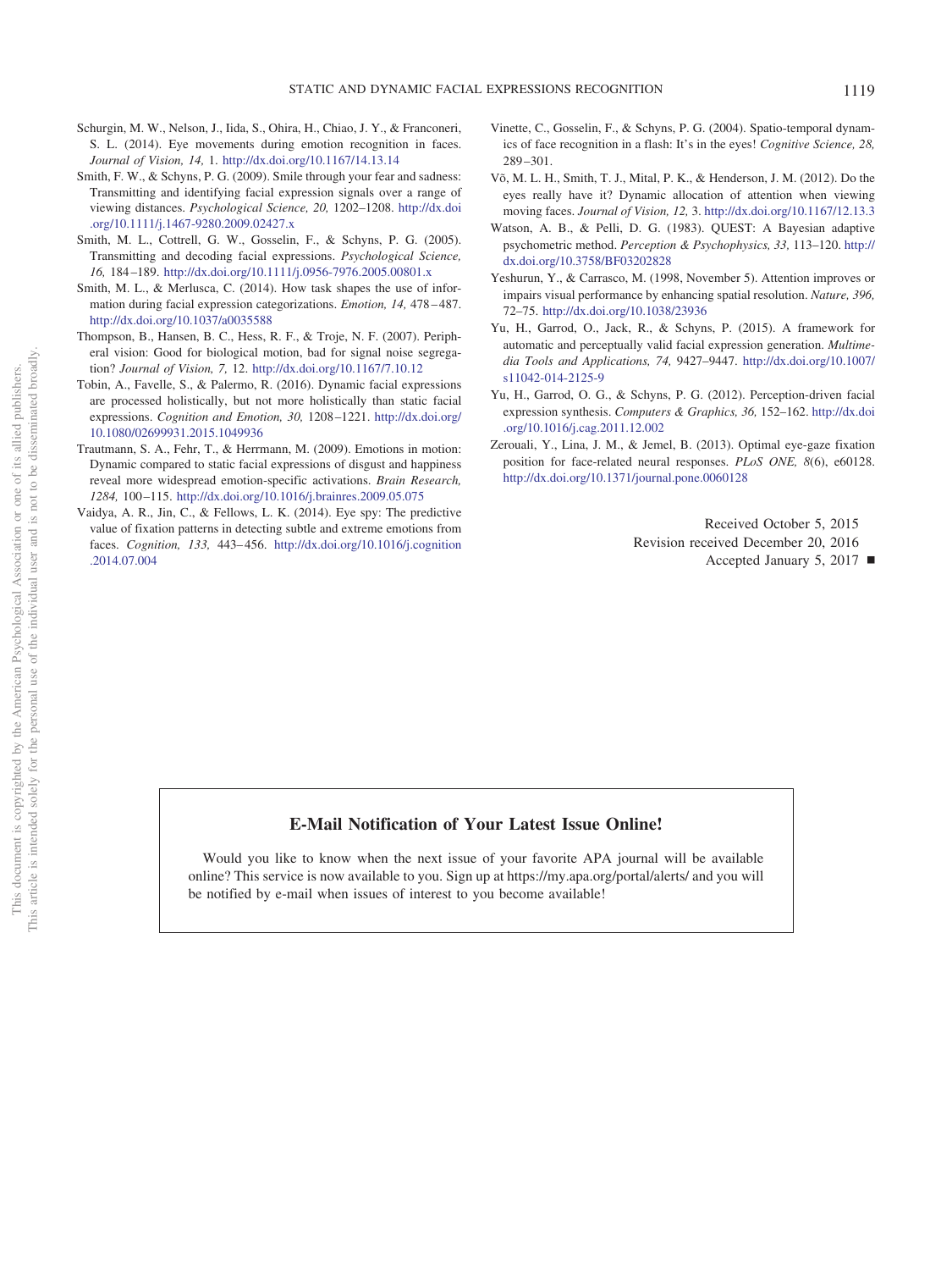Schurgin, M. W., Nelson, J., Iida, S., Ohira, H., Chiao, J. Y., & Franconeri, S. L. (2014). Eye movements during emotion recognition in faces. *Journal of Vision, 14,* 1. http://dx.doi.org/10.1167/14.13.14

Smith, F. W., & Schyns, P. G. (2009). Smile through your fear and sadness: Transmitting and identifying facial expression signals over a range of viewing distances. *Psychological Science, 20,* 1202–1208. http://dx.doi.org/10.1111/j.1467-9280.2009.02427.x

Smith, M. L., Cottrell, G. W., Gosselin, F., & Schyns, P. G. (2005). Transmitting and decoding facial expressions. *Psychological Science, 16,* 184–189. http://dx.doi.org/10.1111/j.0956-7976.2005.00801.x

Smith, M. L., & Merlusca, C. (2014). How task shapes the use of information during facial expression categorizations. *Emotion, 14,* 478–487. http://dx.doi.org/10.1037/a0035588

Thompson, B., Hansen, B. C., Hess, R. F., & Troje, N. F. (2007). Peripheral vision: Good for biological motion, bad for signal noise segregation? *Journal of Vision, 7,* 12. http://dx.doi.org/10.1167/7.10.12

Tobin, A., Favelle, S., & Palermo, R. (2016). Dynamic facial expressions are processed holistically, but not more holistically than static facial expressions. *Cognition and Emotion, 30,* 1208–1221. http://dx.doi.org/10.1080/02699931.2015.1049936

Trautmann, S. A., Fehr, T., & Herrmann, M. (2009). Emotions in motion: Dynamic compared to static facial expressions of disgust and happiness reveal more widespread emotion-specific activations. *Brain Research, 1284,* 100–115. http://dx.doi.org/10.1016/j.brainres.2009.05.075

Vaidya, A. R., Jin, C., & Fellows, L. K. (2014). Eye spy: The predictive value of fixation patterns in detecting subtle and extreme emotions from faces. *Cognition, 133,* 443–456. http://dx.doi.org/10.1016/j.cognition.2014.07.004

Vinette, C., Gosselin, F., & Schyns, P. G. (2004). Spatio-temporal dynamics of face recognition in a flash: It's in the eyes! *Cognitive Science, 28,* 289–301.

Võ, M. L. H., Smith, T. J., Mital, P. K., & Henderson, J. M. (2012). Do the eyes really have it? Dynamic allocation of attention when viewing moving faces. *Journal of Vision, 12,* 3. http://dx.doi.org/10.1167/12.13.3

Watson, A. B., & Pelli, D. G. (1983). QUEST: A Bayesian adaptive psychometric method. *Perception & Psychophysics, 33,* 113–120. http://dx.doi.org/10.3758/BF03202828

Yeshurun, Y., & Carrasco, M. (1998, November 5). Attention improves or impairs visual performance by enhancing spatial resolution. *Nature, 396,* 72–75. http://dx.doi.org/10.1038/23936

Yu, H., Garrod, O., Jack, R., & Schyns, P. (2015). A framework for automatic and perceptually valid facial expression generation. *Multimedia Tools and Applications, 74,* 9427–9447. http://dx.doi.org/10.1007/s11042-014-2125-9

Yu, H., Garrod, O. G., & Schyns, P. G. (2012). Perception-driven facial expression synthesis. *Computers & Graphics, 36,* 152–162. http://dx.doi.org/10.1016/j.cag.2011.12.002

Zerouali, Y., Lina, J. M., & Jemel, B. (2013). Optimal eye-gaze fixation position for face-related neural responses. *PLoS ONE, 8*(6), e60128. http://dx.doi.org/10.1371/journal.pone.0060128

Received October 5, 2015
Revision received December 20, 2016
Accepted January 5, 2017 ■

## E-Mail Notification of Your Latest Issue Online!

Would you like to know when the next issue of your favorite APA journal will be available online? This service is now available to you. Sign up at https://my.apa.org/portal/alerts/ and you will be notified by e-mail when issues of interest to you become available!